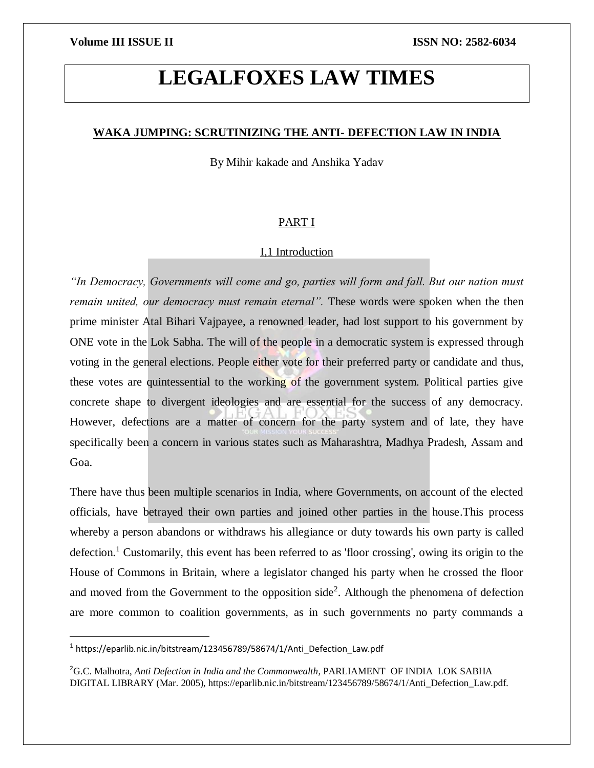# LEGALFOXES LAW TIMES

## WAKA JUMPING: SCRUTINIZING THE ANTI- DEFECTION LAW IN INDIA

By Mihir kakade and Anshika Yadav

### PART I

#### I,1 Introduction

*"In Democracy, Governments will come and go, parties will form and fall. But our nation must remain united, our democracy must remain eternal".* These words were spoken when the then prime minister Atal Bihari Vajpayee, a renowned leader, had lost support to his government by ONE vote in the Lok Sabha. The will of the people in a democratic system is expressed through voting in the general elections. People either vote for their preferred party or candidate and thus, these votes are quintessential to the working of the government system. Political parties give concrete shape to divergent ideologies and are essential for the success of any democracy. However, defections are a matter of concern for the party system and of late, they have specifically been a concern in various states such as Maharashtra, Madhya Pradesh, Assam and Goa.

There have thus been multiple scenarios in India, where Governments, on account of the elected officials, have betrayed their own parties and joined other parties in the house.This process whereby a person abandons or withdraws his allegiance or duty towards his own party is called defection.[1] Customarily, this event has been referred to as 'floor crossing', owing its origin to the House of Commons in Britain, where a legislator changed his party when he crossed the floor and moved from the Government to the opposition side[2]. Although the phenomena of defection are more common to coalition governments, as in such governments no party commands a

---

[1] https://eparlib.nic.in/bitstream/123456789/58674/1/Anti_Defection_Law.pdf

[2] G.C. Malhotra, *Anti Defection in India and the Commonwealth*, PARLIAMENT OF INDIA LOK SABHA DIGITAL LIBRARY (Mar. 2005), https://eparlib.nic.in/bitstream/123456789/58674/1/Anti_Defection_Law.pdf.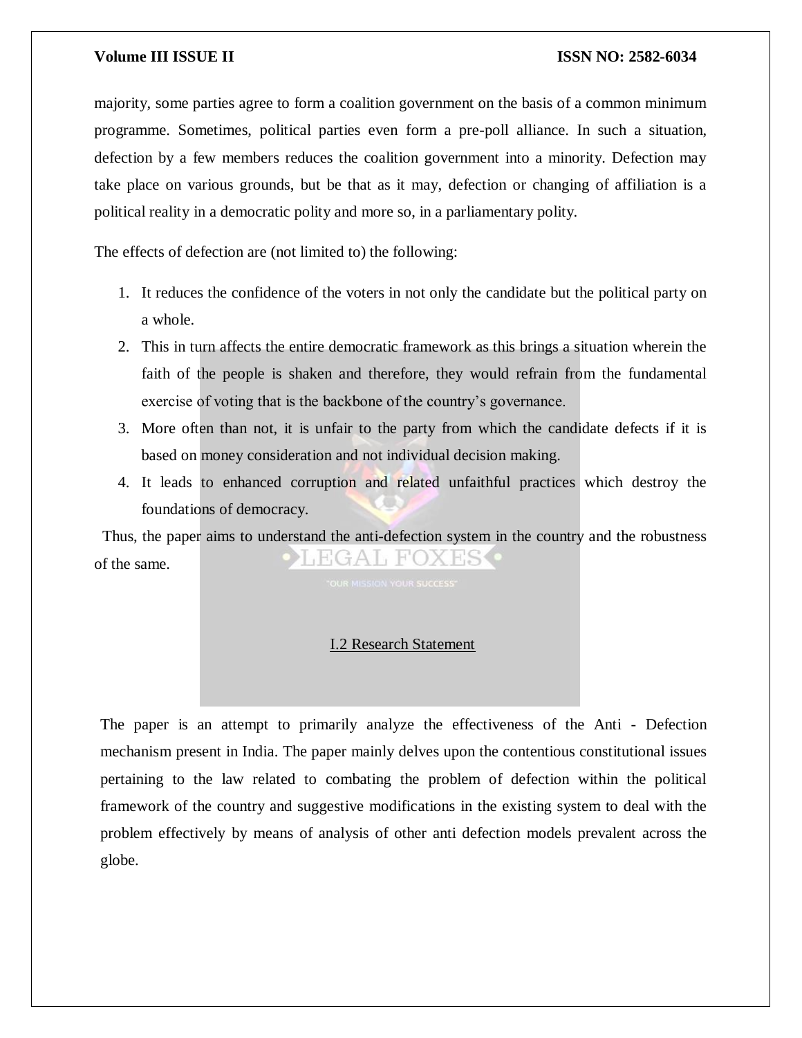majority, some parties agree to form a coalition government on the basis of a common minimum programme. Sometimes, political parties even form a pre-poll alliance. In such a situation, defection by a few members reduces the coalition government into a minority. Defection may take place on various grounds, but be that as it may, defection or changing of affiliation is a political reality in a democratic polity and more so, in a parliamentary polity.

The effects of defection are (not limited to) the following:

1. It reduces the confidence of the voters in not only the candidate but the political party on a whole.
2. This in turn affects the entire democratic framework as this brings a situation wherein the faith of the people is shaken and therefore, they would refrain from the fundamental exercise of voting that is the backbone of the country's governance.
3. More often than not, it is unfair to the party from which the candidate defects if it is based on money consideration and not individual decision making.
4. It leads to enhanced corruption and related unfaithful practices which destroy the foundations of democracy.

Thus, the paper aims to understand the anti-defection system in the country and the robustness of the same.

## I.2 Research Statement

The paper is an attempt to primarily analyze the effectiveness of the Anti - Defection mechanism present in India. The paper mainly delves upon the contentious constitutional issues pertaining to the law related to combating the problem of defection within the political framework of the country and suggestive modifications in the existing system to deal with the problem effectively by means of analysis of other anti defection models prevalent across the globe.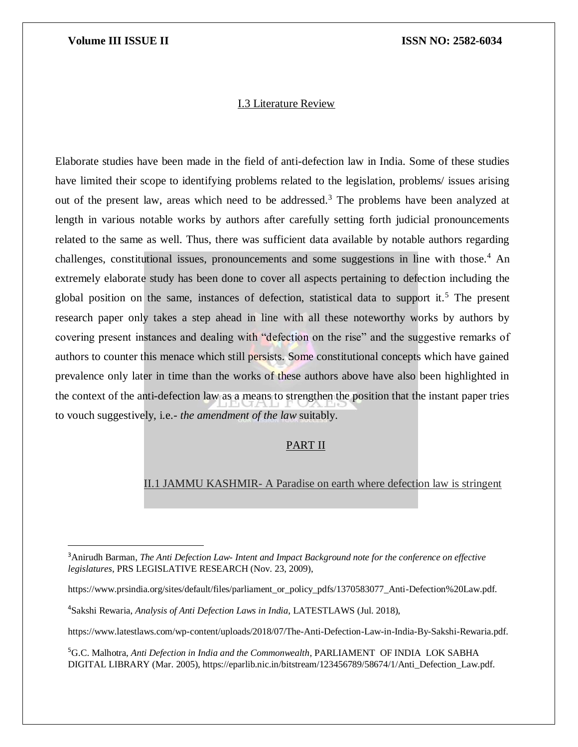## I.3 Literature Review

Elaborate studies have been made in the field of anti-defection law in India. Some of these studies have limited their scope to identifying problems related to the legislation, problems/ issues arising out of the present law, areas which need to be addressed.[3] The problems have been analyzed at length in various notable works by authors after carefully setting forth judicial pronouncements related to the same as well. Thus, there was sufficient data available by notable authors regarding challenges, constitutional issues, pronouncements and some suggestions in line with those.[4] An extremely elaborate study has been done to cover all aspects pertaining to defection including the global position on the same, instances of defection, statistical data to support it.[5] The present research paper only takes a step ahead in line with all these noteworthy works by authors by covering present instances and dealing with "defection on the rise" and the suggestive remarks of authors to counter this menace which still persists. Some constitutional concepts which have gained prevalence only later in time than the works of these authors above have also been highlighted in the context of the anti-defection law as a means to strengthen the position that the instant paper tries to vouch suggestively, i.e.- *the amendment of the law* suitably.

# PART II

## II.1 JAMMU KASHMIR- A Paradise on earth where defection law is stringent

---

[3] Anirudh Barman, *The Anti Defection Law- Intent and Impact Background note for the conference on effective legislatures*, PRS LEGISLATIVE RESEARCH (Nov. 23, 2009),

https://www.prsindia.org/sites/default/files/parliament_or_policy_pdfs/1370583077_Anti-Defection%20Law.pdf.

[4] Sakshi Rewaria, *Analysis of Anti Defection Laws in India*, LATESTLAWS (Jul. 2018),

https://www.latestlaws.com/wp-content/uploads/2018/07/The-Anti-Defection-Law-in-India-By-Sakshi-Rewaria.pdf.

[5] G.C. Malhotra, *Anti Defection in India and the Commonwealth*, PARLIAMENT OF INDIA LOK SABHA DIGITAL LIBRARY (Mar. 2005), https://eparlib.nic.in/bitstream/123456789/58674/1/Anti_Defection_Law.pdf.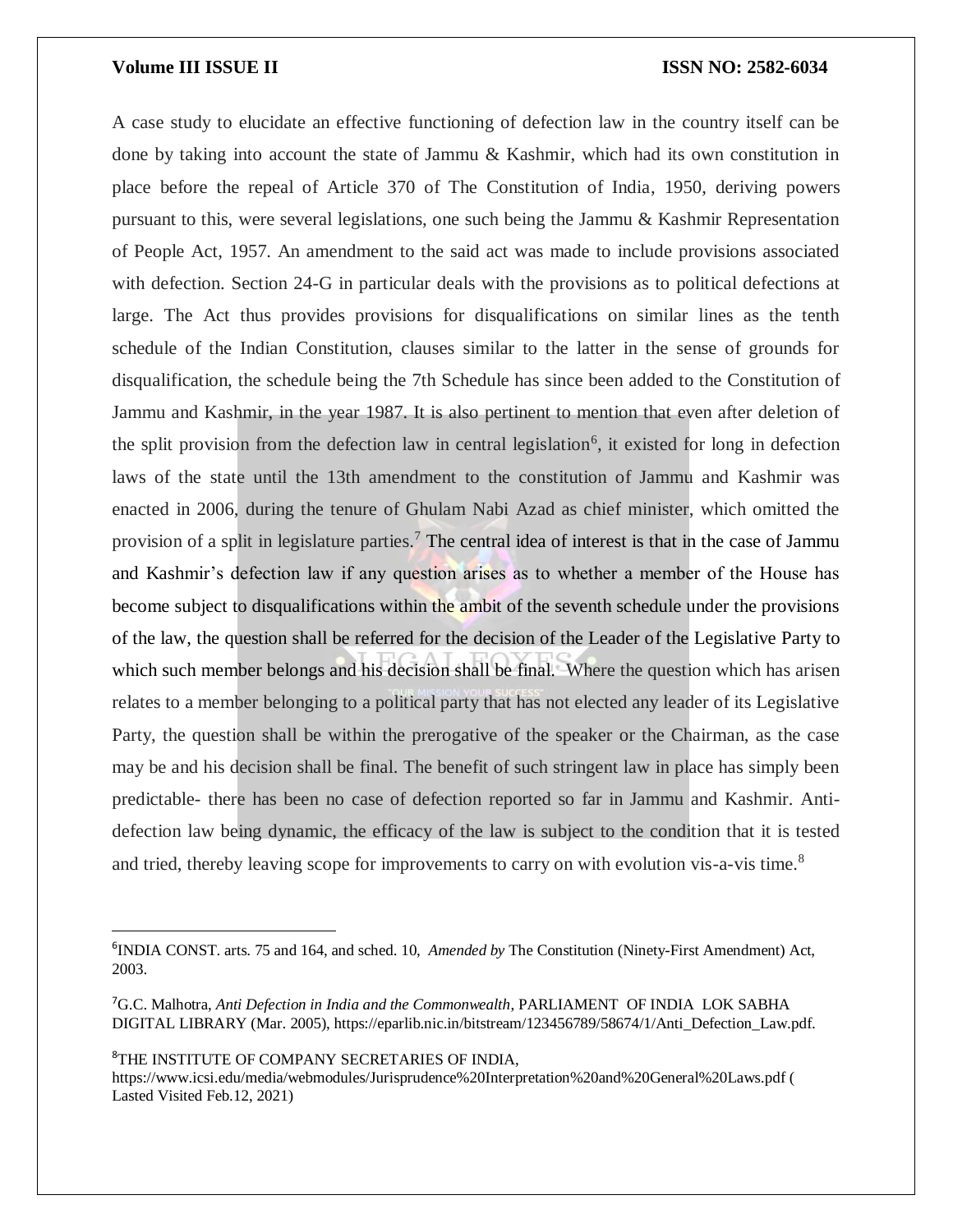A case study to elucidate an effective functioning of defection law in the country itself can be done by taking into account the state of Jammu & Kashmir, which had its own constitution in place before the repeal of Article 370 of The Constitution of India, 1950, deriving powers pursuant to this, were several legislations, one such being the Jammu & Kashmir Representation of People Act, 1957. An amendment to the said act was made to include provisions associated with defection. Section 24-G in particular deals with the provisions as to political defections at large. The Act thus provides provisions for disqualifications on similar lines as the tenth schedule of the Indian Constitution, clauses similar to the latter in the sense of grounds for disqualification, the schedule being the 7th Schedule has since been added to the Constitution of Jammu and Kashmir, in the year 1987. It is also pertinent to mention that even after deletion of the split provision from the defection law in central legislation[6], it existed for long in defection laws of the state until the 13th amendment to the constitution of Jammu and Kashmir was enacted in 2006, during the tenure of Ghulam Nabi Azad as chief minister, which omitted the provision of a split in legislature parties.[7] The central idea of interest is that in the case of Jammu and Kashmir's defection law if any question arises as to whether a member of the House has become subject to disqualifications within the ambit of the seventh schedule under the provisions of the law, the question shall be referred for the decision of the Leader of the Legislative Party to which such member belongs and his decision shall be final. Where the question which has arisen relates to a member belonging to a political party that has not elected any leader of its Legislative Party, the question shall be within the prerogative of the speaker or the Chairman, as the case may be and his decision shall be final. The benefit of such stringent law in place has simply been predictable- there has been no case of defection reported so far in Jammu and Kashmir. Anti-defection law being dynamic, the efficacy of the law is subject to the condition that it is tested and tried, thereby leaving scope for improvements to carry on with evolution vis-a-vis time.[8]

---

[6] INDIA CONST. arts. 75 and 164, and sched. 10, *Amended by* The Constitution (Ninety-First Amendment) Act, 2003.

[7] G.C. Malhotra, *Anti Defection in India and the Commonwealth*, PARLIAMENT OF INDIA LOK SABHA DIGITAL LIBRARY (Mar. 2005), https://eparlib.nic.in/bitstream/123456789/58674/1/Anti_Defection_Law.pdf.

[8] THE INSTITUTE OF COMPANY SECRETARIES OF INDIA, https://www.icsi.edu/media/webmodules/Jurisprudence%20Interpretation%20and%20General%20Laws.pdf ( Lasted Visited Feb.12, 2021)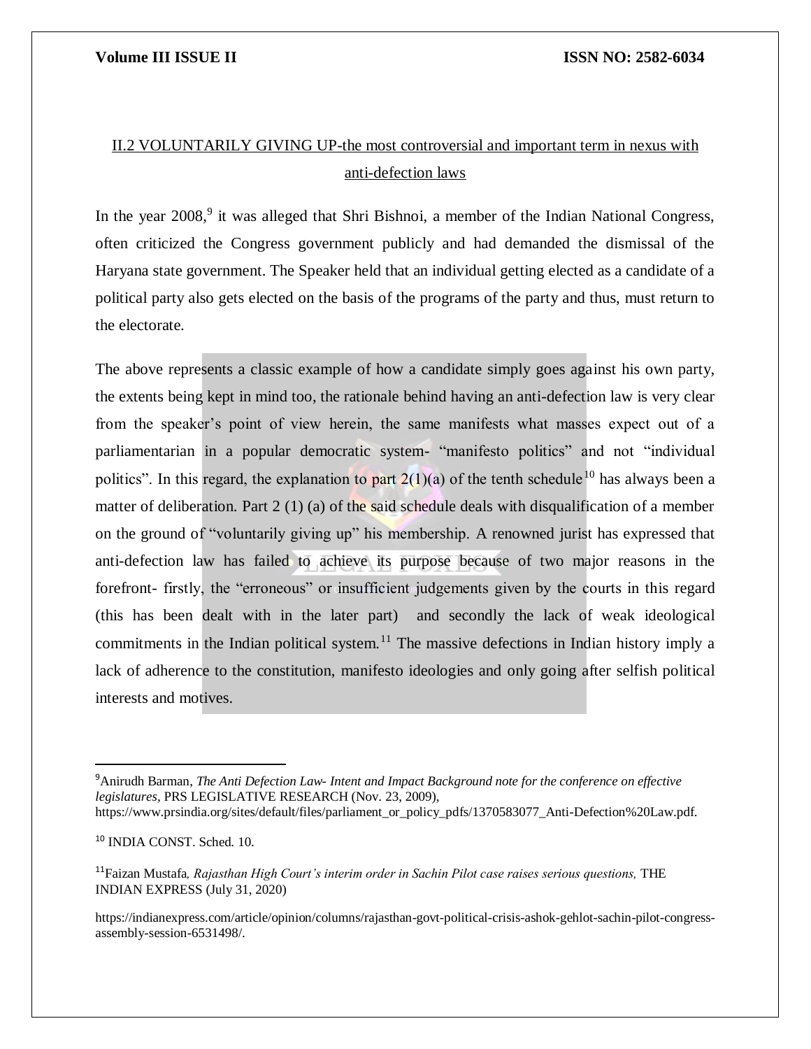## II.2 VOLUNTARILY GIVING UP-the most controversial and important term in nexus with anti-defection laws

In the year 2008,[9] it was alleged that Shri Bishnoi, a member of the Indian National Congress, often criticized the Congress government publicly and had demanded the dismissal of the Haryana state government. The Speaker held that an individual getting elected as a candidate of a political party also gets elected on the basis of the programs of the party and thus, must return to the electorate.

The above represents a classic example of how a candidate simply goes against his own party, the extents being kept in mind too, the rationale behind having an anti-defection law is very clear from the speaker's point of view herein, the same manifests what masses expect out of a parliamentarian in a popular democratic system- "manifesto politics" and not "individual politics". In this regard, the explanation to part 2(1)(a) of the tenth schedule[10] has always been a matter of deliberation. Part 2 (1) (a) of the said schedule deals with disqualification of a member on the ground of "voluntarily giving up" his membership. A renowned jurist has expressed that anti-defection law has failed to achieve its purpose because of two major reasons in the forefront- firstly, the "erroneous" or insufficient judgements given by the courts in this regard (this has been dealt with in the later part) and secondly the lack of weak ideological commitments in the Indian political system.[11] The massive defections in Indian history imply a lack of adherence to the constitution, manifesto ideologies and only going after selfish political interests and motives.

---

[9] Anirudh Barman, *The Anti Defection Law- Intent and Impact Background note for the conference on effective legislatures*, PRS LEGISLATIVE RESEARCH (Nov. 23, 2009), https://www.prsindia.org/sites/default/files/parliament_or_policy_pdfs/1370583077_Anti-Defection%20Law.pdf.

[10] INDIA CONST. Sched. 10.

[11] Faizan Mustafa, *Rajasthan High Court's interim order in Sachin Pilot case raises serious questions,* THE INDIAN EXPRESS (July 31, 2020)

https://indianexpress.com/article/opinion/columns/rajasthan-govt-political-crisis-ashok-gehlot-sachin-pilot-congress-assembly-session-6531498/.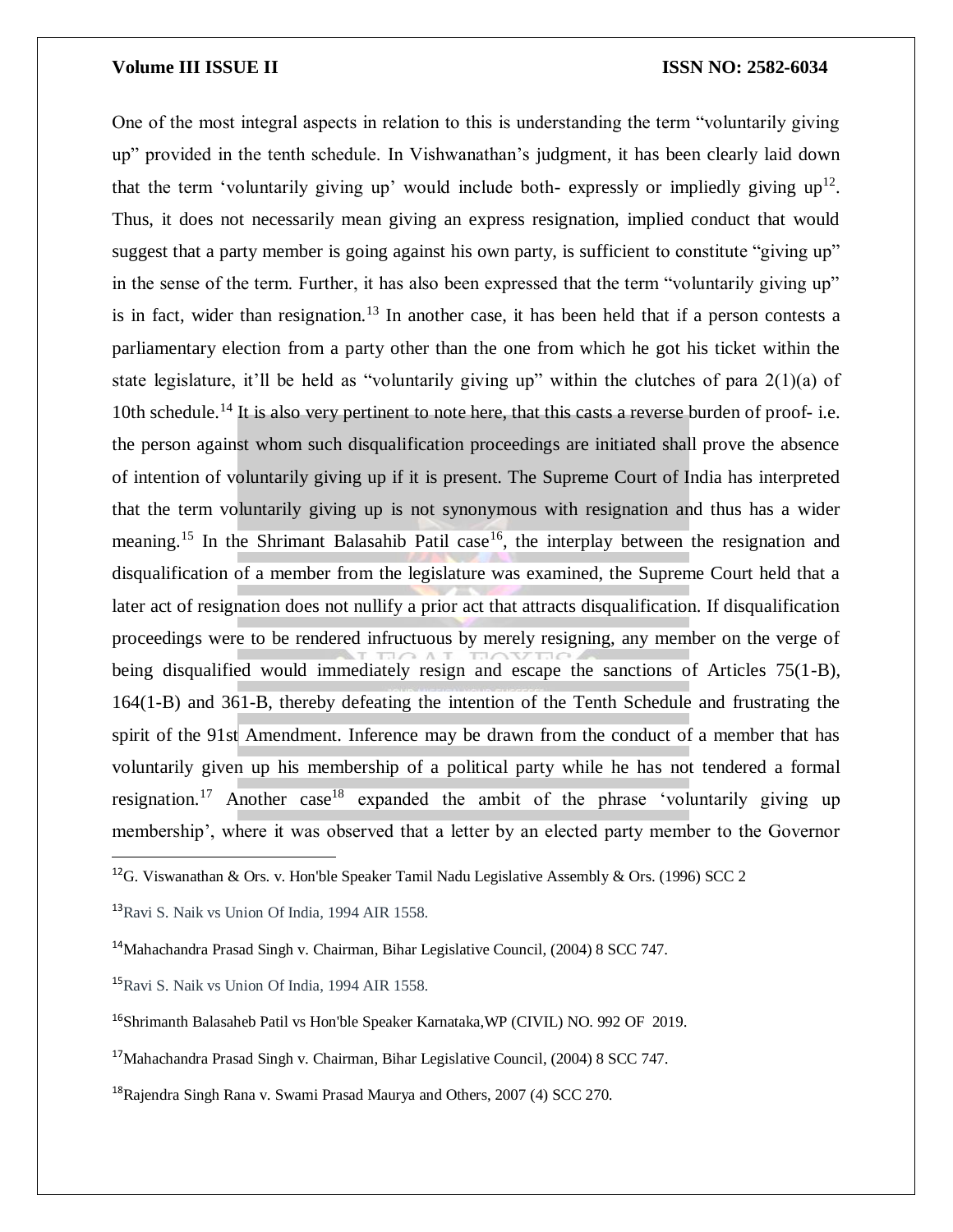One of the most integral aspects in relation to this is understanding the term "voluntarily giving up" provided in the tenth schedule. In Vishwanathan's judgment, it has been clearly laid down that the term 'voluntarily giving up' would include both- expressly or impliedly giving up[12]. Thus, it does not necessarily mean giving an express resignation, implied conduct that would suggest that a party member is going against his own party, is sufficient to constitute "giving up" in the sense of the term. Further, it has also been expressed that the term "voluntarily giving up" is in fact, wider than resignation.[13] In another case, it has been held that if a person contests a parliamentary election from a party other than the one from which he got his ticket within the state legislature, it'll be held as "voluntarily giving up" within the clutches of para 2(1)(a) of 10th schedule.[14] It is also very pertinent to note here, that this casts a reverse burden of proof- i.e. the person against whom such disqualification proceedings are initiated shall prove the absence of intention of voluntarily giving up if it is present. The Supreme Court of India has interpreted that the term voluntarily giving up is not synonymous with resignation and thus has a wider meaning.[15] In the Shrimant Balasahib Patil case[16], the interplay between the resignation and disqualification of a member from the legislature was examined, the Supreme Court held that a later act of resignation does not nullify a prior act that attracts disqualification. If disqualification proceedings were to be rendered infructuous by merely resigning, any member on the verge of being disqualified would immediately resign and escape the sanctions of Articles 75(1-B), 164(1-B) and 361-B, thereby defeating the intention of the Tenth Schedule and frustrating the spirit of the 91st Amendment. Inference may be drawn from the conduct of a member that has voluntarily given up his membership of a political party while he has not tendered a formal resignation.[17] Another case[18] expanded the ambit of the phrase 'voluntarily giving up membership', where it was observed that a letter by an elected party member to the Governor

---

[12] G. Viswanathan & Ors. v. Hon'ble Speaker Tamil Nadu Legislative Assembly & Ors. (1996) SCC 2

[13] Ravi S. Naik vs Union Of India, 1994 AIR 1558.

[14] Mahachandra Prasad Singh v. Chairman, Bihar Legislative Council, (2004) 8 SCC 747.

[15] Ravi S. Naik vs Union Of India, 1994 AIR 1558.

[16] Shrimanth Balasaheb Patil vs Hon'ble Speaker Karnataka,WP (CIVIL) NO. 992 OF 2019.

[17] Mahachandra Prasad Singh v. Chairman, Bihar Legislative Council, (2004) 8 SCC 747.

[18] Rajendra Singh Rana v. Swami Prasad Maurya and Others, 2007 (4) SCC 270.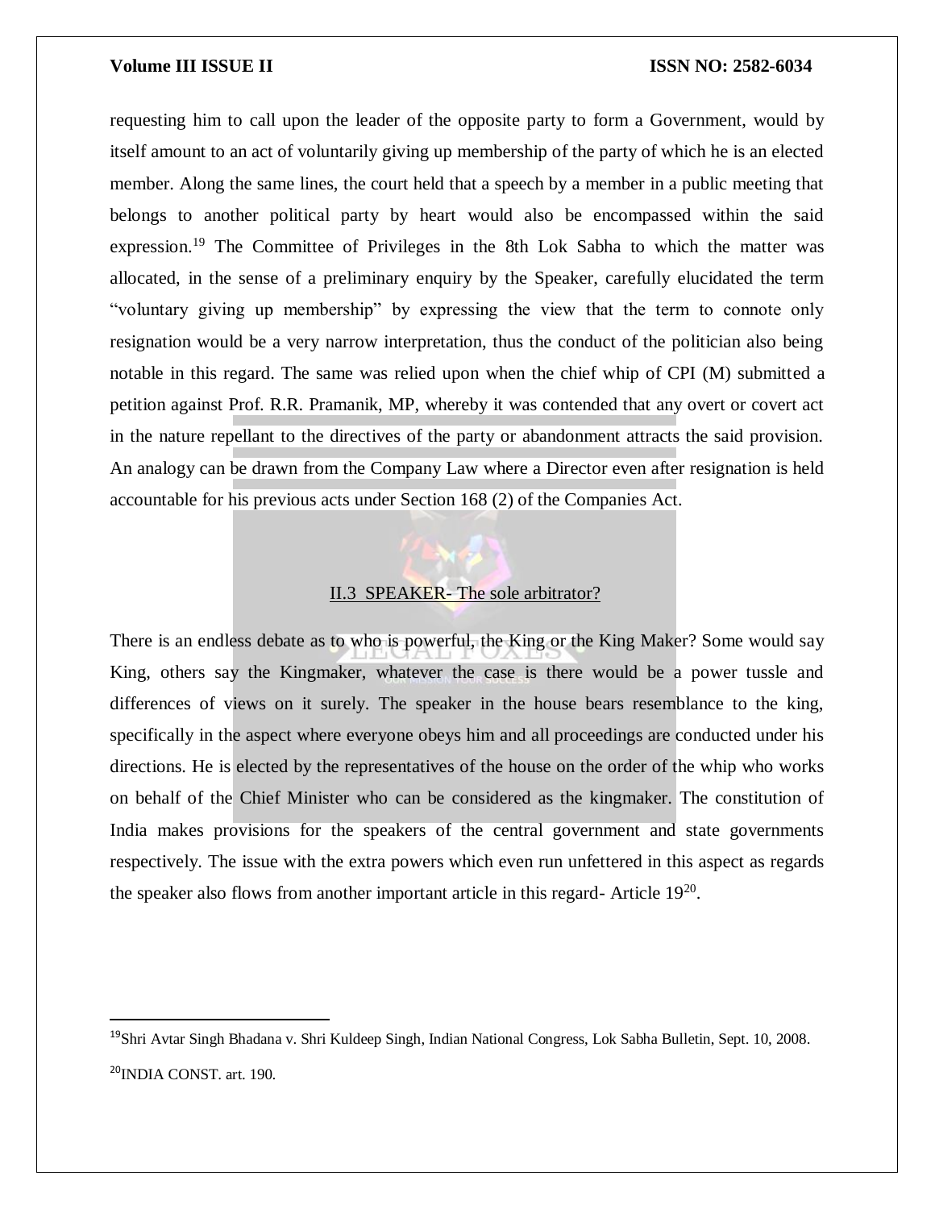requesting him to call upon the leader of the opposite party to form a Government, would by itself amount to an act of voluntarily giving up membership of the party of which he is an elected member. Along the same lines, the court held that a speech by a member in a public meeting that belongs to another political party by heart would also be encompassed within the said expression.[19] The Committee of Privileges in the 8th Lok Sabha to which the matter was allocated, in the sense of a preliminary enquiry by the Speaker, carefully elucidated the term "voluntary giving up membership" by expressing the view that the term to connote only resignation would be a very narrow interpretation, thus the conduct of the politician also being notable in this regard. The same was relied upon when the chief whip of CPI (M) submitted a petition against Prof. R.R. Pramanik, MP, whereby it was contended that any overt or covert act in the nature repellant to the directives of the party or abandonment attracts the said provision. An analogy can be drawn from the Company Law where a Director even after resignation is held accountable for his previous acts under Section 168 (2) of the Companies Act.

### II.3 SPEAKER- The sole arbitrator?

There is an endless debate as to who is powerful, the King or the King Maker? Some would say King, others say the Kingmaker, whatever the case is there would be a power tussle and differences of views on it surely. The speaker in the house bears resemblance to the king, specifically in the aspect where everyone obeys him and all proceedings are conducted under his directions. He is elected by the representatives of the house on the order of the whip who works on behalf of the Chief Minister who can be considered as the kingmaker. The constitution of India makes provisions for the speakers of the central government and state governments respectively. The issue with the extra powers which even run unfettered in this aspect as regards the speaker also flows from another important article in this regard- Article 19[20].

---

[19] Shri Avtar Singh Bhadana v. Shri Kuldeep Singh, Indian National Congress, Lok Sabha Bulletin, Sept. 10, 2008.

[20] INDIA CONST. art. 190.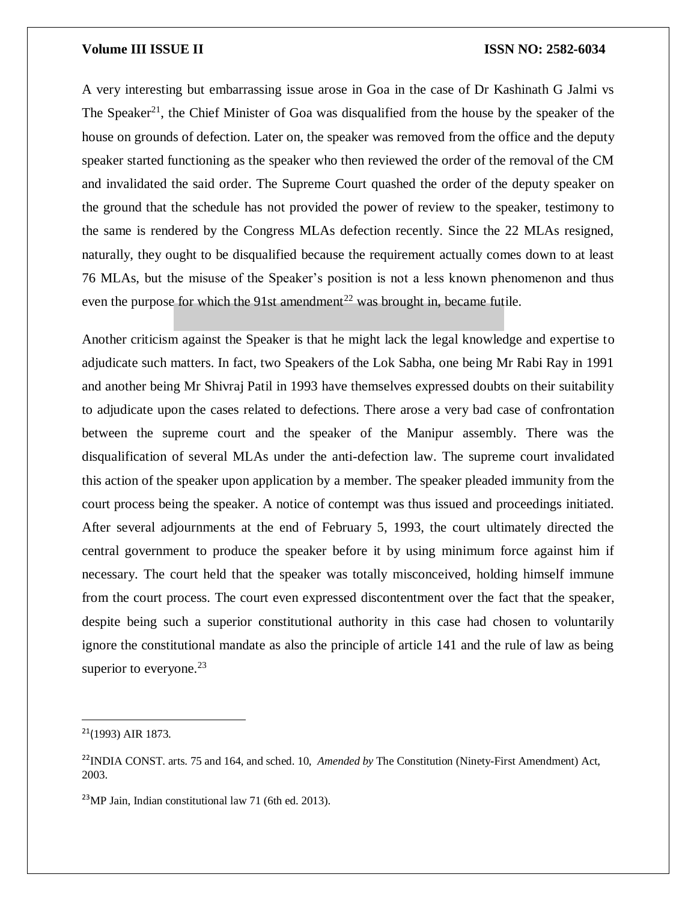A very interesting but embarrassing issue arose in Goa in the case of Dr Kashinath G Jalmi vs The Speaker[21], the Chief Minister of Goa was disqualified from the house by the speaker of the house on grounds of defection. Later on, the speaker was removed from the office and the deputy speaker started functioning as the speaker who then reviewed the order of the removal of the CM and invalidated the said order. The Supreme Court quashed the order of the deputy speaker on the ground that the schedule has not provided the power of review to the speaker, testimony to the same is rendered by the Congress MLAs defection recently. Since the 22 MLAs resigned, naturally, they ought to be disqualified because the requirement actually comes down to at least 76 MLAs, but the misuse of the Speaker's position is not a less known phenomenon and thus even the purpose for which the 91st amendment[22] was brought in, became futile.

Another criticism against the Speaker is that he might lack the legal knowledge and expertise to adjudicate such matters. In fact, two Speakers of the Lok Sabha, one being Mr Rabi Ray in 1991 and another being Mr Shivraj Patil in 1993 have themselves expressed doubts on their suitability to adjudicate upon the cases related to defections. There arose a very bad case of confrontation between the supreme court and the speaker of the Manipur assembly. There was the disqualification of several MLAs under the anti-defection law. The supreme court invalidated this action of the speaker upon application by a member. The speaker pleaded immunity from the court process being the speaker. A notice of contempt was thus issued and proceedings initiated. After several adjournments at the end of February 5, 1993, the court ultimately directed the central government to produce the speaker before it by using minimum force against him if necessary. The court held that the speaker was totally misconceived, holding himself immune from the court process. The court even expressed discontentment over the fact that the speaker, despite being such a superior constitutional authority in this case had chosen to voluntarily ignore the constitutional mandate as also the principle of article 141 and the rule of law as being superior to everyone.[23]

---

[21](1993) AIR 1873.

[22]INDIA CONST. arts. 75 and 164, and sched. 10, *Amended by* The Constitution (Ninety-First Amendment) Act, 2003.

[23]MP Jain, Indian constitutional law 71 (6th ed. 2013).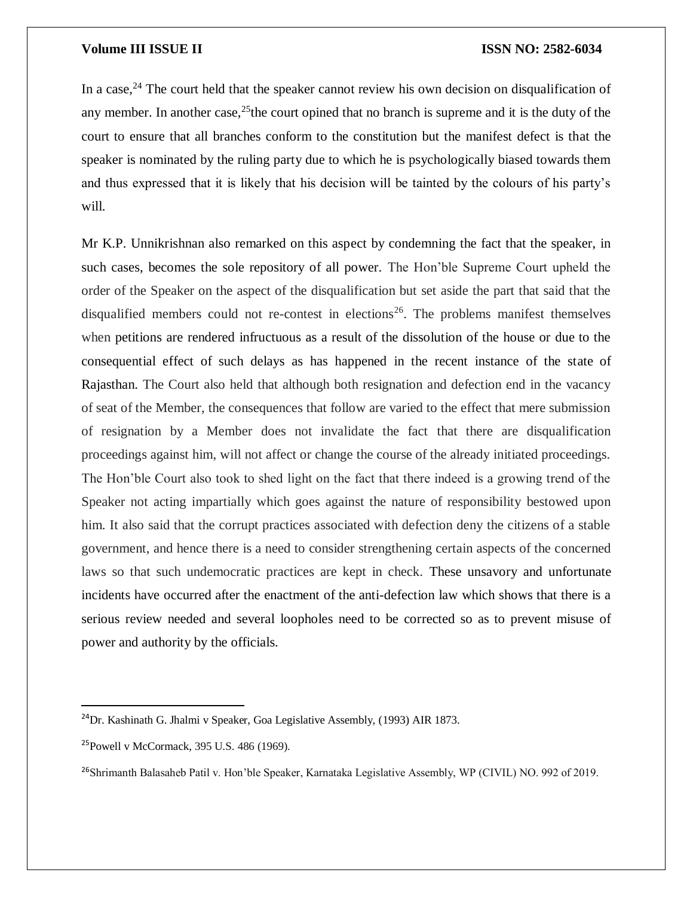In a case,[24] The court held that the speaker cannot review his own decision on disqualification of any member. In another case,[25]the court opined that no branch is supreme and it is the duty of the court to ensure that all branches conform to the constitution but the manifest defect is that the speaker is nominated by the ruling party due to which he is psychologically biased towards them and thus expressed that it is likely that his decision will be tainted by the colours of his party's will.

Mr K.P. Unnikrishnan also remarked on this aspect by condemning the fact that the speaker, in such cases, becomes the sole repository of all power. The Hon'ble Supreme Court upheld the order of the Speaker on the aspect of the disqualification but set aside the part that said that the disqualified members could not re-contest in elections[26]. The problems manifest themselves when petitions are rendered infructuous as a result of the dissolution of the house or due to the consequential effect of such delays as has happened in the recent instance of the state of Rajasthan. The Court also held that although both resignation and defection end in the vacancy of seat of the Member, the consequences that follow are varied to the effect that mere submission of resignation by a Member does not invalidate the fact that there are disqualification proceedings against him, will not affect or change the course of the already initiated proceedings. The Hon'ble Court also took to shed light on the fact that there indeed is a growing trend of the Speaker not acting impartially which goes against the nature of responsibility bestowed upon him. It also said that the corrupt practices associated with defection deny the citizens of a stable government, and hence there is a need to consider strengthening certain aspects of the concerned laws so that such undemocratic practices are kept in check. These unsavory and unfortunate incidents have occurred after the enactment of the anti-defection law which shows that there is a serious review needed and several loopholes need to be corrected so as to prevent misuse of power and authority by the officials.

---

[24] Dr. Kashinath G. Jhalmi v Speaker, Goa Legislative Assembly, (1993) AIR 1873.

[25] Powell v McCormack, 395 U.S. 486 (1969).

[26] Shrimanth Balasaheb Patil v. Hon'ble Speaker, Karnataka Legislative Assembly, WP (CIVIL) NO. 992 of 2019.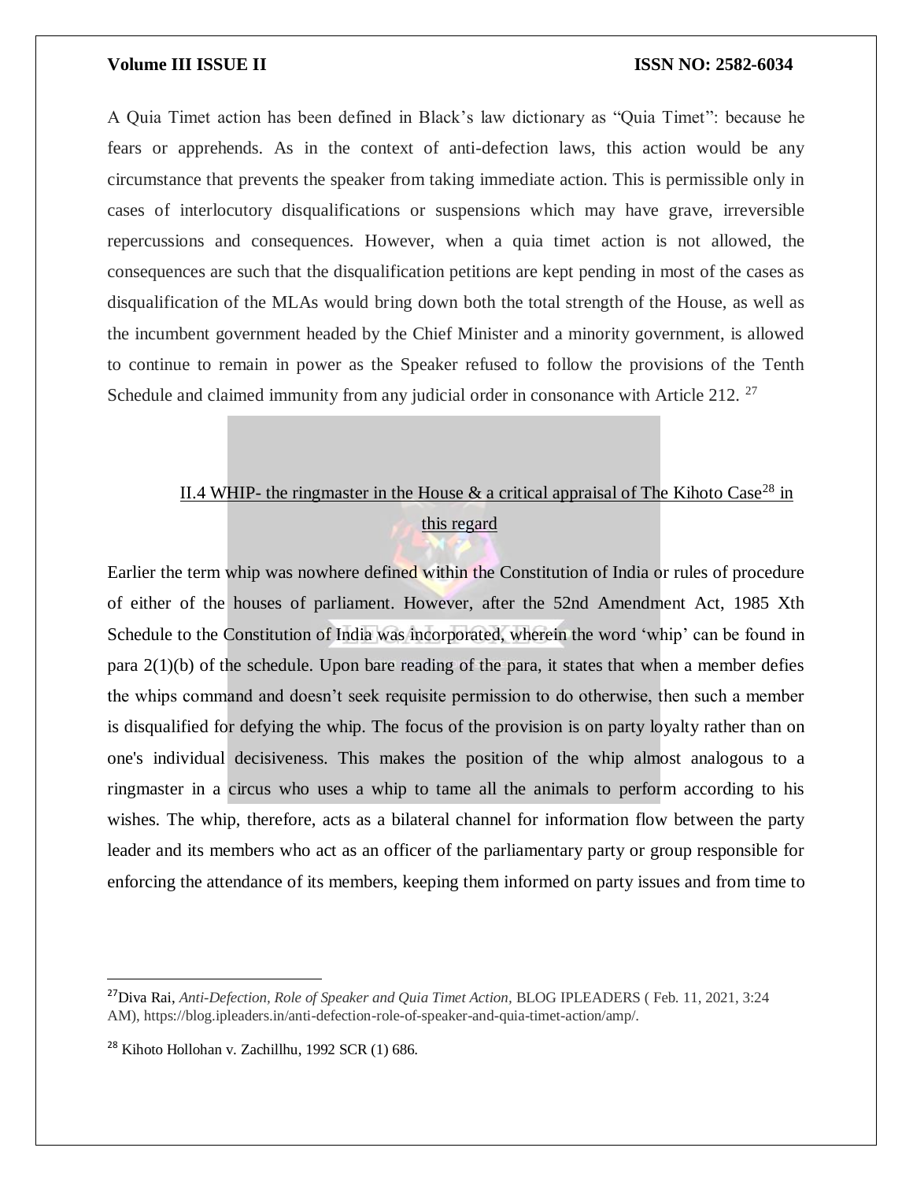A Quia Timet action has been defined in Black's law dictionary as "Quia Timet": because he fears or apprehends. As in the context of anti-defection laws, this action would be any circumstance that prevents the speaker from taking immediate action. This is permissible only in cases of interlocutory disqualifications or suspensions which may have grave, irreversible repercussions and consequences. However, when a quia timet action is not allowed, the consequences are such that the disqualification petitions are kept pending in most of the cases as disqualification of the MLAs would bring down both the total strength of the House, as well as the incumbent government headed by the Chief Minister and a minority government, is allowed to continue to remain in power as the Speaker refused to follow the provisions of the Tenth Schedule and claimed immunity from any judicial order in consonance with Article 212. [27]

### II.4 WHIP- the ringmaster in the House & a critical appraisal of The Kihoto Case[28] in this regard

Earlier the term whip was nowhere defined within the Constitution of India or rules of procedure of either of the houses of parliament. However, after the 52nd Amendment Act, 1985 Xth Schedule to the Constitution of India was incorporated, wherein the word 'whip' can be found in para 2(1)(b) of the schedule. Upon bare reading of the para, it states that when a member defies the whips command and doesn't seek requisite permission to do otherwise, then such a member is disqualified for defying the whip. The focus of the provision is on party loyalty rather than on one's individual decisiveness. This makes the position of the whip almost analogous to a ringmaster in a circus who uses a whip to tame all the animals to perform according to his wishes. The whip, therefore, acts as a bilateral channel for information flow between the party leader and its members who act as an officer of the parliamentary party or group responsible for enforcing the attendance of its members, keeping them informed on party issues and from time to

---

[27] Diva Rai, *Anti-Defection, Role of Speaker and Quia Timet Action*, BLOG IPLEADERS ( Feb. 11, 2021, 3:24 AM), https://blog.ipleaders.in/anti-defection-role-of-speaker-and-quia-timet-action/amp/.

[28] Kihoto Hollohan v. Zachillhu, 1992 SCR (1) 686.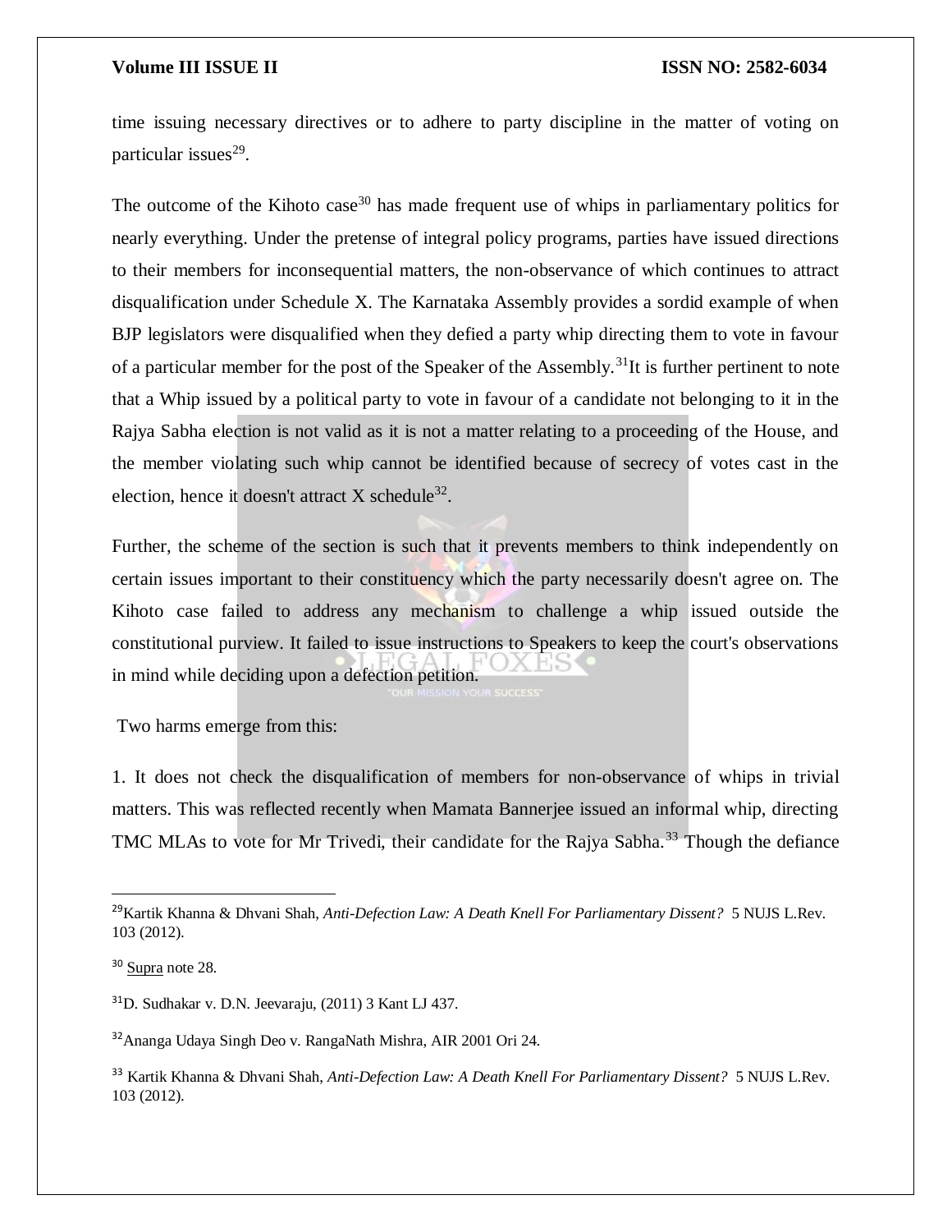time issuing necessary directives or to adhere to party discipline in the matter of voting on particular issues[29].

The outcome of the Kihoto case[30] has made frequent use of whips in parliamentary politics for nearly everything. Under the pretense of integral policy programs, parties have issued directions to their members for inconsequential matters, the non-observance of which continues to attract disqualification under Schedule X. The Karnataka Assembly provides a sordid example of when BJP legislators were disqualified when they defied a party whip directing them to vote in favour of a particular member for the post of the Speaker of the Assembly.[31]It is further pertinent to note that a Whip issued by a political party to vote in favour of a candidate not belonging to it in the Rajya Sabha election is not valid as it is not a matter relating to a proceeding of the House, and the member violating such whip cannot be identified because of secrecy of votes cast in the election, hence it doesn't attract X schedule[32].

Further, the scheme of the section is such that it prevents members to think independently on certain issues important to their constituency which the party necessarily doesn't agree on. The Kihoto case failed to address any mechanism to challenge a whip issued outside the constitutional purview. It failed to issue instructions to Speakers to keep the court's observations in mind while deciding upon a defection petition.

Two harms emerge from this:

1. It does not check the disqualification of members for non-observance of whips in trivial matters. This was reflected recently when Mamata Bannerjee issued an informal whip, directing TMC MLAs to vote for Mr Trivedi, their candidate for the Rajya Sabha.[33] Though the defiance

---

[29]Kartik Khanna & Dhvani Shah, *Anti-Defection Law: A Death Knell For Parliamentary Dissent?* 5 NUJS L.Rev. 103 (2012).

[30] Supra note 28.

[31]D. Sudhakar v. D.N. Jeevaraju, (2011) 3 Kant LJ 437.

[32]Ananga Udaya Singh Deo v. RangaNath Mishra, AIR 2001 Ori 24.

[33] Kartik Khanna & Dhvani Shah, *Anti-Defection Law: A Death Knell For Parliamentary Dissent?* 5 NUJS L.Rev. 103 (2012).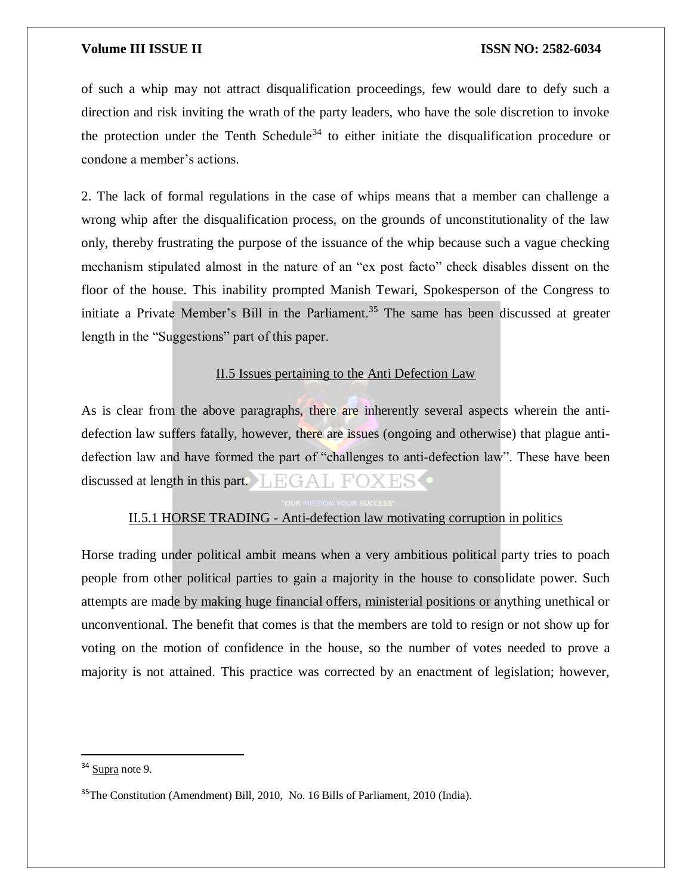of such a whip may not attract disqualification proceedings, few would dare to defy such a direction and risk inviting the wrath of the party leaders, who have the sole discretion to invoke the protection under the Tenth Schedule[34] to either initiate the disqualification procedure or condone a member's actions.

2. The lack of formal regulations in the case of whips means that a member can challenge a wrong whip after the disqualification process, on the grounds of unconstitutionality of the law only, thereby frustrating the purpose of the issuance of the whip because such a vague checking mechanism stipulated almost in the nature of an "ex post facto" check disables dissent on the floor of the house. This inability prompted Manish Tewari, Spokesperson of the Congress to initiate a Private Member's Bill in the Parliament.[35] The same has been discussed at greater length in the "Suggestions" part of this paper.

### II.5 Issues pertaining to the Anti Defection Law

As is clear from the above paragraphs, there are inherently several aspects wherein the anti-defection law suffers fatally, however, there are issues (ongoing and otherwise) that plague anti-defection law and have formed the part of "challenges to anti-defection law". These have been discussed at length in this part.

#### II.5.1 HORSE TRADING - Anti-defection law motivating corruption in politics

Horse trading under political ambit means when a very ambitious political party tries to poach people from other political parties to gain a majority in the house to consolidate power. Such attempts are made by making huge financial offers, ministerial positions or anything unethical or unconventional. The benefit that comes is that the members are told to resign or not show up for voting on the motion of confidence in the house, so the number of votes needed to prove a majority is not attained. This practice was corrected by an enactment of legislation; however,

---

[34] Supra note 9.

[35] The Constitution (Amendment) Bill, 2010, No. 16 Bills of Parliament, 2010 (India).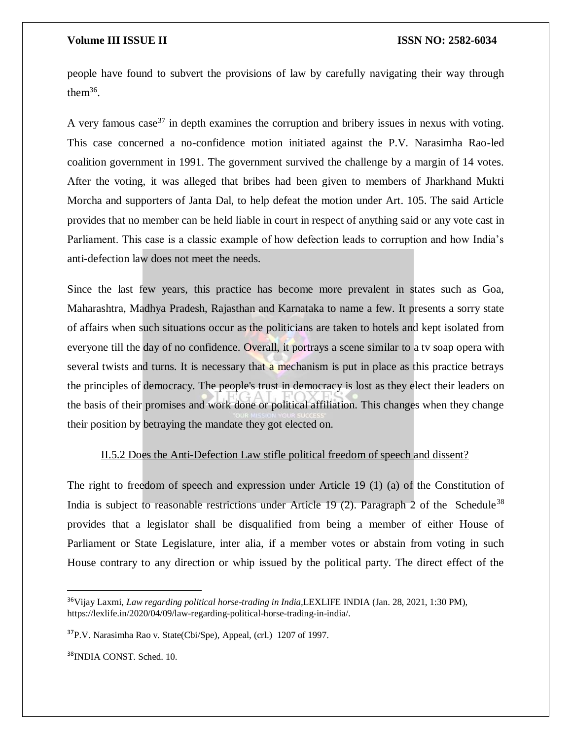people have found to subvert the provisions of law by carefully navigating their way through them[36].

A very famous case[37] in depth examines the corruption and bribery issues in nexus with voting. This case concerned a no-confidence motion initiated against the P.V. Narasimha Rao-led coalition government in 1991. The government survived the challenge by a margin of 14 votes. After the voting, it was alleged that bribes had been given to members of Jharkhand Mukti Morcha and supporters of Janta Dal, to help defeat the motion under Art. 105. The said Article provides that no member can be held liable in court in respect of anything said or any vote cast in Parliament. This case is a classic example of how defection leads to corruption and how India's anti-defection law does not meet the needs.

Since the last few years, this practice has become more prevalent in states such as Goa, Maharashtra, Madhya Pradesh, Rajasthan and Karnataka to name a few. It presents a sorry state of affairs when such situations occur as the politicians are taken to hotels and kept isolated from everyone till the day of no confidence. Overall, it portrays a scene similar to a tv soap opera with several twists and turns. It is necessary that a mechanism is put in place as this practice betrays the principles of democracy. The people's trust in democracy is lost as they elect their leaders on the basis of their promises and work done or political affiliation. This changes when they change their position by betraying the mandate they got elected on.

### II.5.2 Does the Anti-Defection Law stifle political freedom of speech and dissent?

The right to freedom of speech and expression under Article 19 (1) (a) of the Constitution of India is subject to reasonable restrictions under Article 19 (2). Paragraph 2 of the Schedule[38] provides that a legislator shall be disqualified from being a member of either House of Parliament or State Legislature, inter alia, if a member votes or abstain from voting in such House contrary to any direction or whip issued by the political party. The direct effect of the

---

[36] Vijay Laxmi, *Law regarding political horse-trading in India*, LEXLIFE INDIA (Jan. 28, 2021, 1:30 PM), https://lexlife.in/2020/04/09/law-regarding-political-horse-trading-in-india/.

[37] P.V. Narasimha Rao v. State(Cbi/Spe), Appeal, (crl.) 1207 of 1997.

[38] INDIA CONST. Sched. 10.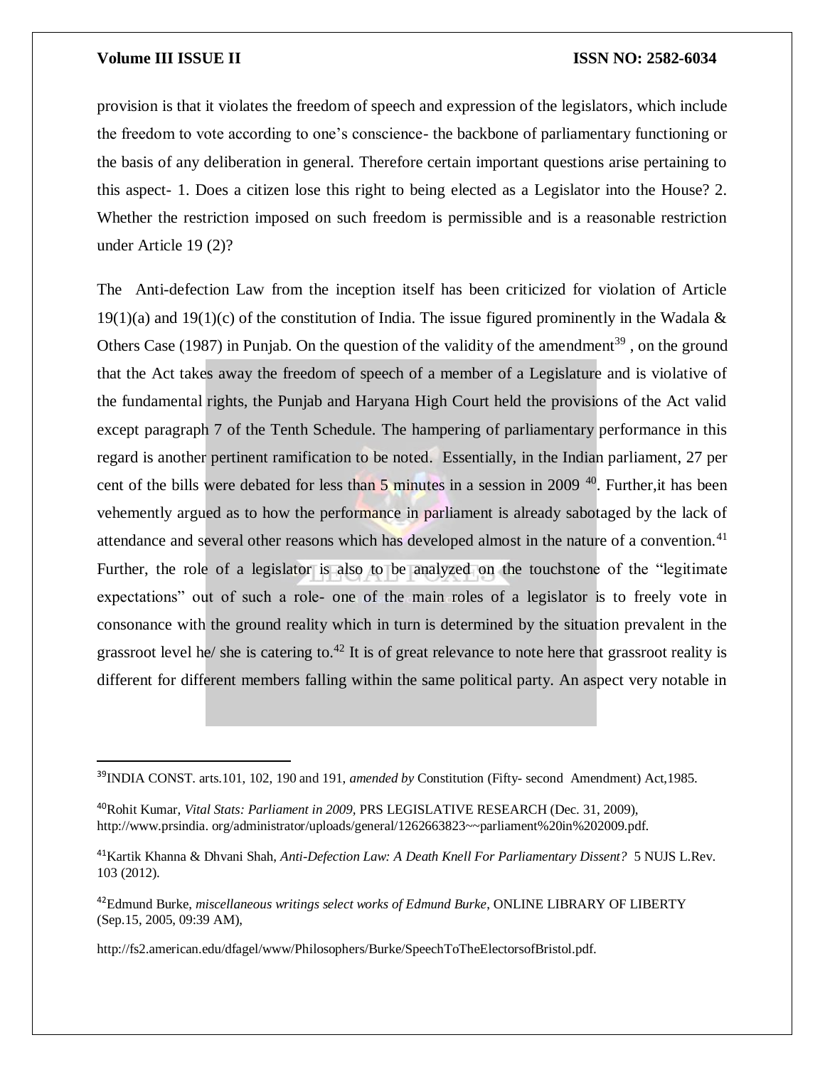provision is that it violates the freedom of speech and expression of the legislators, which include the freedom to vote according to one's conscience- the backbone of parliamentary functioning or the basis of any deliberation in general. Therefore certain important questions arise pertaining to this aspect- 1. Does a citizen lose this right to being elected as a Legislator into the House? 2. Whether the restriction imposed on such freedom is permissible and is a reasonable restriction under Article 19 (2)?

The Anti-defection Law from the inception itself has been criticized for violation of Article 19(1)(a) and 19(1)(c) of the constitution of India. The issue figured prominently in the Wadala & Others Case (1987) in Punjab. On the question of the validity of the amendment[39] , on the ground that the Act takes away the freedom of speech of a member of a Legislature and is violative of the fundamental rights, the Punjab and Haryana High Court held the provisions of the Act valid except paragraph 7 of the Tenth Schedule. The hampering of parliamentary performance in this regard is another pertinent ramification to be noted. Essentially, in the Indian parliament, 27 per cent of the bills were debated for less than 5 minutes in a session in 2009 [40]. Further,it has been vehemently argued as to how the performance in parliament is already sabotaged by the lack of attendance and several other reasons which has developed almost in the nature of a convention.[41] Further, the role of a legislator is also to be analyzed on the touchstone of the "legitimate expectations" out of such a role- one of the main roles of a legislator is to freely vote in consonance with the ground reality which in turn is determined by the situation prevalent in the grassroot level he/ she is catering to.[42] It is of great relevance to note here that grassroot reality is different for different members falling within the same political party. An aspect very notable in

---

[39]INDIA CONST. arts.101, 102, 190 and 191, *amended by* Constitution (Fifty- second Amendment) Act,1985.

[40]Rohit Kumar, *Vital Stats: Parliament in 2009,* PRS LEGISLATIVE RESEARCH (Dec. 31, 2009), http://www.prsindia. org/administrator/uploads/general/1262663823~~parliament%20in%202009.pdf.

[41]Kartik Khanna & Dhvani Shah, *Anti-Defection Law: A Death Knell For Parliamentary Dissent?* 5 NUJS L.Rev. 103 (2012).

[42]Edmund Burke, *miscellaneous writings select works of Edmund Burke*, ONLINE LIBRARY OF LIBERTY (Sep.15, 2005, 09:39 AM),

http://fs2.american.edu/dfagel/www/Philosophers/Burke/SpeechToTheElectorsofBristol.pdf.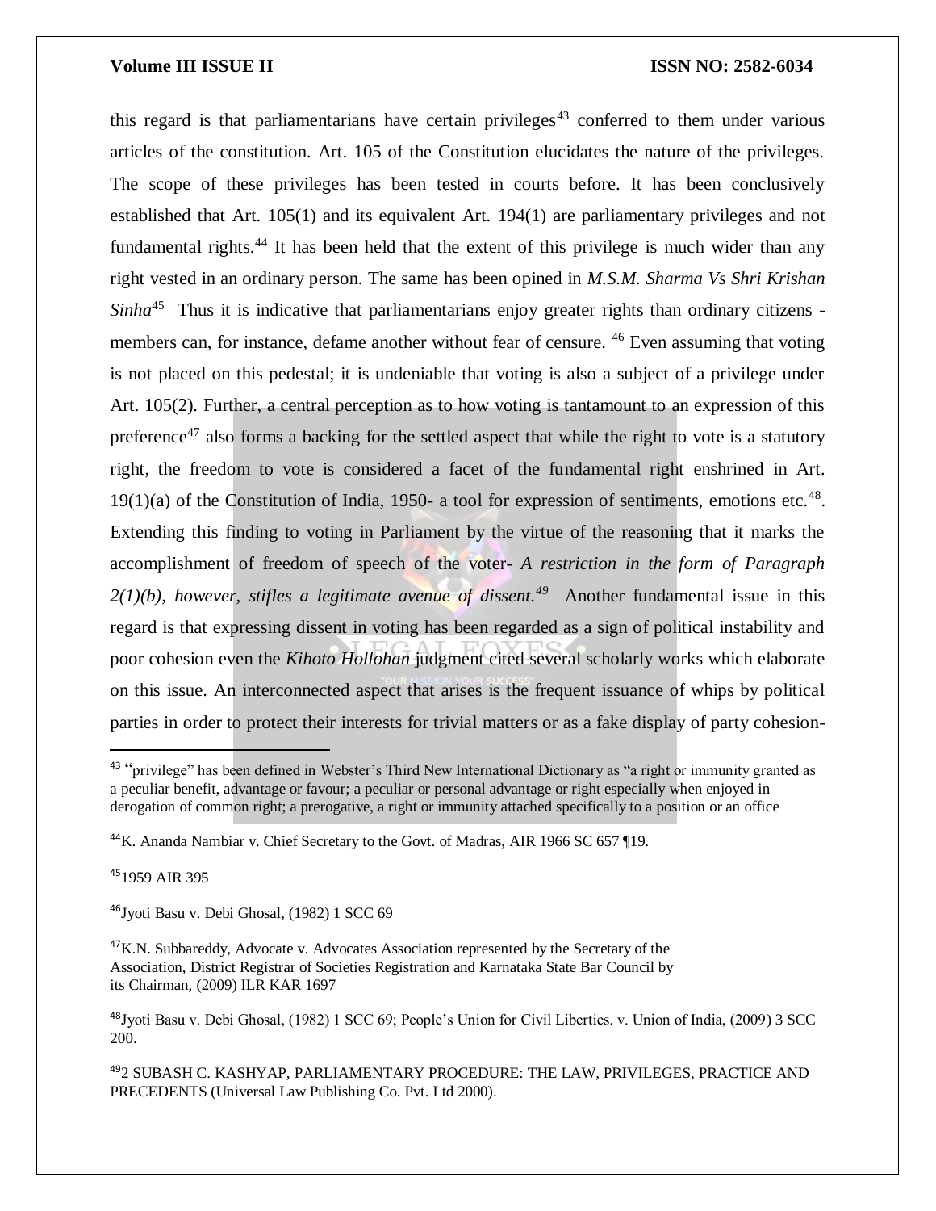this regard is that parliamentarians have certain privileges[43] conferred to them under various articles of the constitution. Art. 105 of the Constitution elucidates the nature of the privileges. The scope of these privileges has been tested in courts before. It has been conclusively established that Art. 105(1) and its equivalent Art. 194(1) are parliamentary privileges and not fundamental rights.[44] It has been held that the extent of this privilege is much wider than any right vested in an ordinary person. The same has been opined in *M.S.M. Sharma Vs Shri Krishan Sinha*[45] Thus it is indicative that parliamentarians enjoy greater rights than ordinary citizens - members can, for instance, defame another without fear of censure. [46] Even assuming that voting is not placed on this pedestal; it is undeniable that voting is also a subject of a privilege under Art. 105(2). Further, a central perception as to how voting is tantamount to an expression of this preference[47] also forms a backing for the settled aspect that while the right to vote is a statutory right, the freedom to vote is considered a facet of the fundamental right enshrined in Art. 19(1)(a) of the Constitution of India, 1950- a tool for expression of sentiments, emotions etc.[48]. Extending this finding to voting in Parliament by the virtue of the reasoning that it marks the accomplishment of freedom of speech of the voter- *A restriction in the form of Paragraph 2(1)(b), however, stifles a legitimate avenue of dissent.*[49] Another fundamental issue in this regard is that expressing dissent in voting has been regarded as a sign of political instability and poor cohesion even the *Kihoto Hollohan* judgment cited several scholarly works which elaborate on this issue. An interconnected aspect that arises is the frequent issuance of whips by political parties in order to protect their interests for trivial matters or as a fake display of party cohesion-

---

[43] "privilege" has been defined in Webster's Third New International Dictionary as "a right or immunity granted as a peculiar benefit, advantage or favour; a peculiar or personal advantage or right especially when enjoyed in derogation of common right; a prerogative, a right or immunity attached specifically to a position or an office

[44] K. Ananda Nambiar v. Chief Secretary to the Govt. of Madras, AIR 1966 SC 657 ¶19.

[45] 1959 AIR 395

[46] Jyoti Basu v. Debi Ghosal, (1982) 1 SCC 69

[47] K.N. Subbareddy, Advocate v. Advocates Association represented by the Secretary of the Association, District Registrar of Societies Registration and Karnataka State Bar Council by its Chairman, (2009) ILR KAR 1697

[48] Jyoti Basu v. Debi Ghosal, (1982) 1 SCC 69; People's Union for Civil Liberties. v. Union of India, (2009) 3 SCC 200.

[49] 2 SUBASH C. KASHYAP, PARLIAMENTARY PROCEDURE: THE LAW, PRIVILEGES, PRACTICE AND PRECEDENTS (Universal Law Publishing Co. Pvt. Ltd 2000).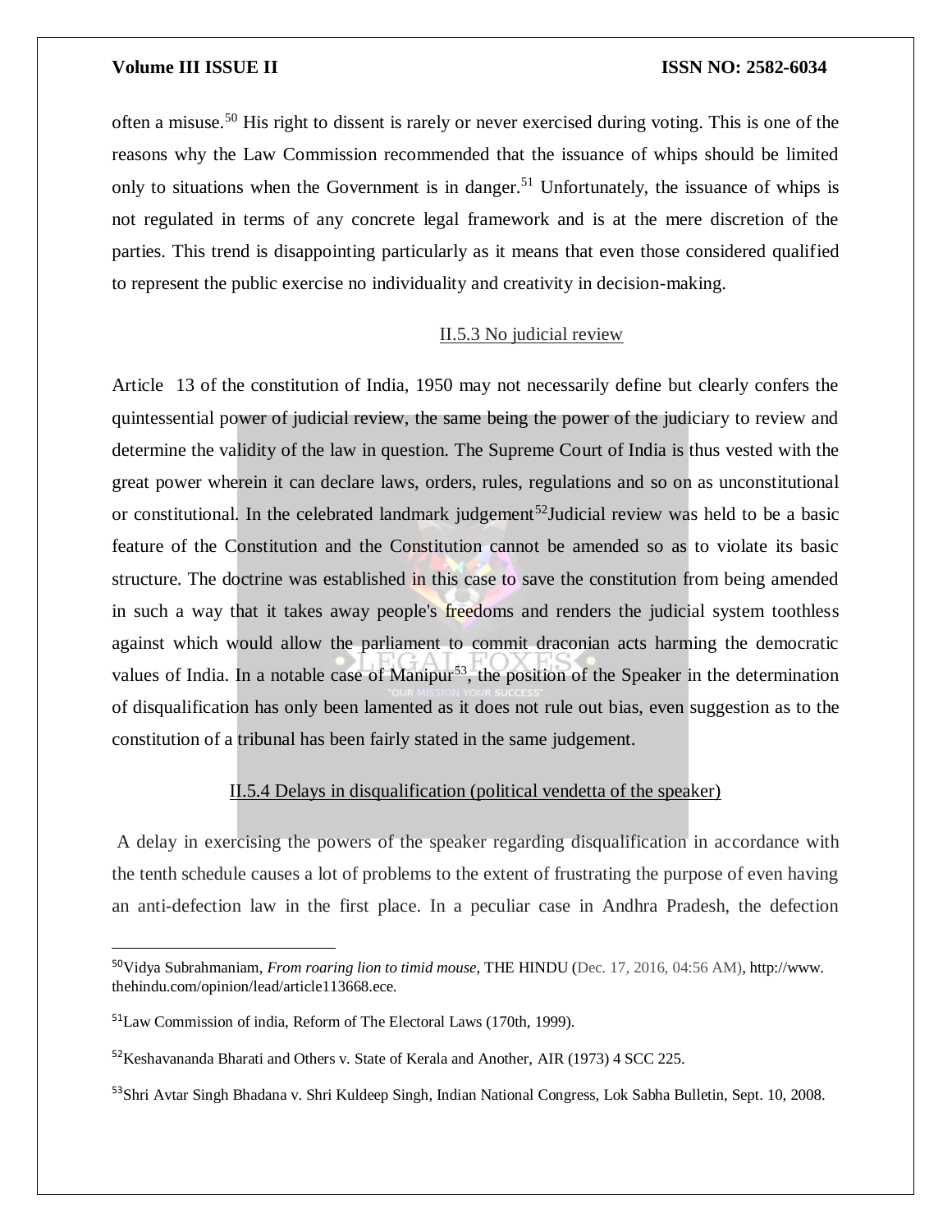often a misuse.[50] His right to dissent is rarely or never exercised during voting. This is one of the reasons why the Law Commission recommended that the issuance of whips should be limited only to situations when the Government is in danger.[51] Unfortunately, the issuance of whips is not regulated in terms of any concrete legal framework and is at the mere discretion of the parties. This trend is disappointing particularly as it means that even those considered qualified to represent the public exercise no individuality and creativity in decision-making.

### II.5.3 No judicial review

Article 13 of the constitution of India, 1950 may not necessarily define but clearly confers the quintessential power of judicial review, the same being the power of the judiciary to review and determine the validity of the law in question. The Supreme Court of India is thus vested with the great power wherein it can declare laws, orders, rules, regulations and so on as unconstitutional or constitutional. In the celebrated landmark judgement[52]Judicial review was held to be a basic feature of the Constitution and the Constitution cannot be amended so as to violate its basic structure. The doctrine was established in this case to save the constitution from being amended in such a way that it takes away people's freedoms and renders the judicial system toothless against which would allow the parliament to commit draconian acts harming the democratic values of India. In a notable case of Manipur[53], the position of the Speaker in the determination of disqualification has only been lamented as it does not rule out bias, even suggestion as to the constitution of a tribunal has been fairly stated in the same judgement.

### II.5.4 Delays in disqualification (political vendetta of the speaker)

A delay in exercising the powers of the speaker regarding disqualification in accordance with the tenth schedule causes a lot of problems to the extent of frustrating the purpose of even having an anti-defection law in the first place. In a peculiar case in Andhra Pradesh, the defection

---

[50]Vidya Subrahmaniam, *From roaring lion to timid mouse*, THE HINDU (Dec. 17, 2016, 04:56 AM), http://www.thehindu.com/opinion/lead/article113668.ece.

[51]Law Commission of india, Reform of The Electoral Laws (170th, 1999).

[52]Keshavananda Bharati and Others v. State of Kerala and Another, AIR (1973) 4 SCC 225.

[53]Shri Avtar Singh Bhadana v. Shri Kuldeep Singh, Indian National Congress, Lok Sabha Bulletin, Sept. 10, 2008.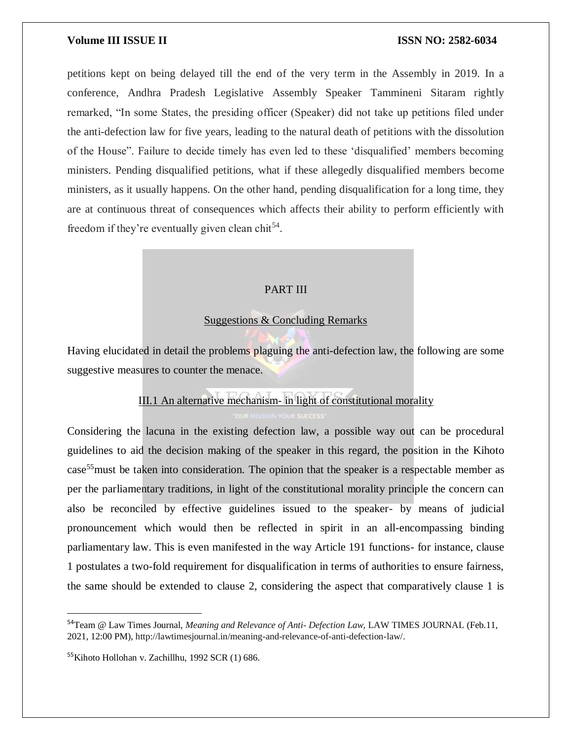petitions kept on being delayed till the end of the very term in the Assembly in 2019. In a conference, Andhra Pradesh Legislative Assembly Speaker Tammineni Sitaram rightly remarked, “In some States, the presiding officer (Speaker) did not take up petitions filed under the anti-defection law for five years, leading to the natural death of petitions with the dissolution of the House”. Failure to decide timely has even led to these ‘disqualified’ members becoming ministers. Pending disqualified petitions, what if these allegedly disqualified members become ministers, as it usually happens. On the other hand, pending disqualification for a long time, they are at continuous threat of consequences which affects their ability to perform efficiently with freedom if they’re eventually given clean chit[54].

## PART III

## Suggestions & Concluding Remarks

Having elucidated in detail the problems plaguing the anti-defection law, the following are some suggestive measures to counter the menace.

### III.1 An alternative mechanism- in light of constitutional morality

Considering the lacuna in the existing defection law, a possible way out can be procedural guidelines to aid the decision making of the speaker in this regard, the position in the Kihoto case[55]must be taken into consideration. The opinion that the speaker is a respectable member as per the parliamentary traditions, in light of the constitutional morality principle the concern can also be reconciled by effective guidelines issued to the speaker- by means of judicial pronouncement which would then be reflected in spirit in an all-encompassing binding parliamentary law. This is even manifested in the way Article 191 functions- for instance, clause 1 postulates a two-fold requirement for disqualification in terms of authorities to ensure fairness, the same should be extended to clause 2, considering the aspect that comparatively clause 1 is

---

[54]Team @ Law Times Journal, *Meaning and Relevance of Anti- Defection Law*, LAW TIMES JOURNAL (Feb.11, 2021, 12:00 PM), http://lawtimesjournal.in/meaning-and-relevance-of-anti-defection-law/.

[55]Kihoto Hollohan v. Zachillhu, 1992 SCR (1) 686.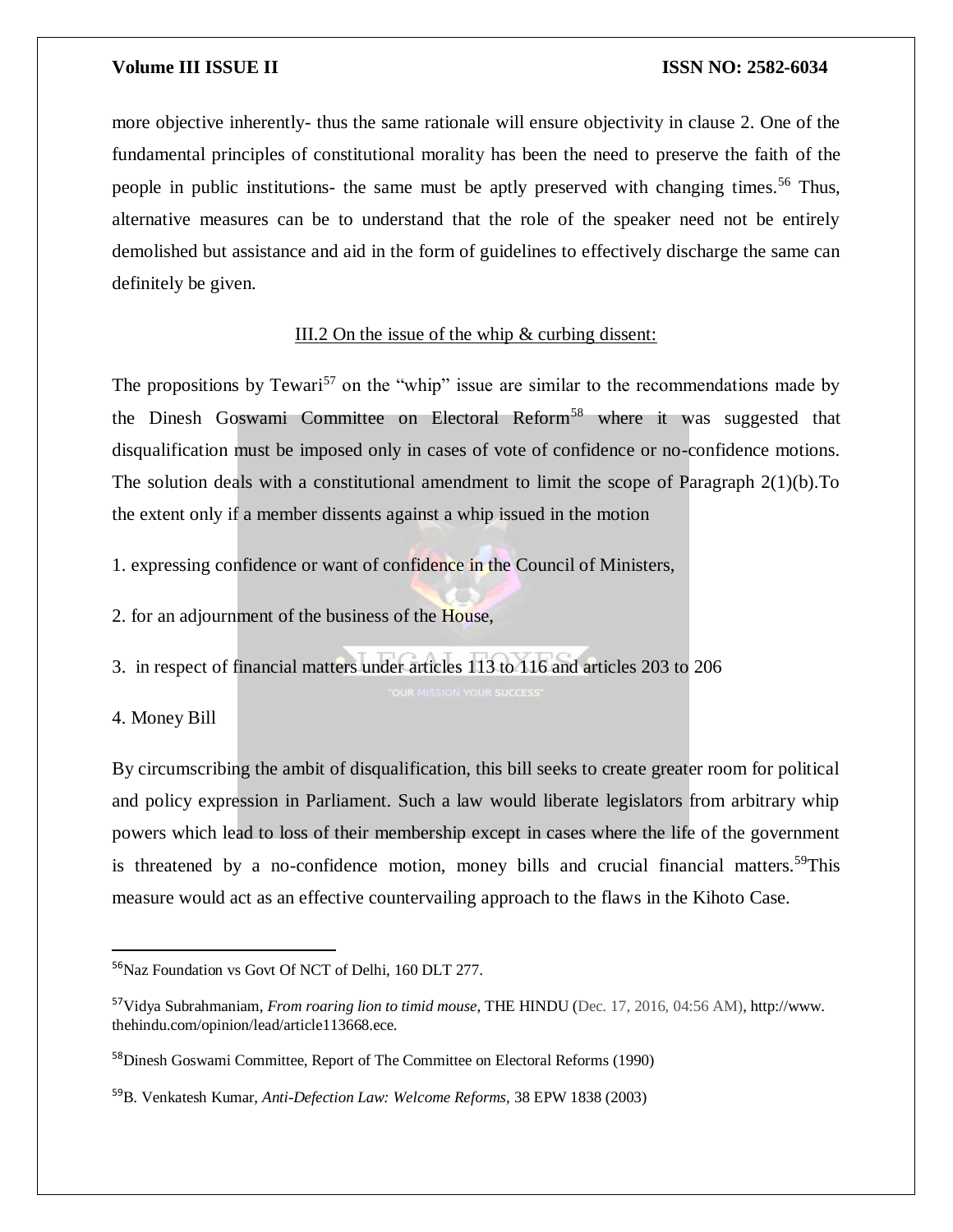more objective inherently- thus the same rationale will ensure objectivity in clause 2. One of the fundamental principles of constitutional morality has been the need to preserve the faith of the people in public institutions- the same must be aptly preserved with changing times.[56] Thus, alternative measures can be to understand that the role of the speaker need not be entirely demolished but assistance and aid in the form of guidelines to effectively discharge the same can definitely be given.

### III.2 On the issue of the whip & curbing dissent:

The propositions by Tewari[57] on the "whip" issue are similar to the recommendations made by the Dinesh Goswami Committee on Electoral Reform[58] where it was suggested that disqualification must be imposed only in cases of vote of confidence or no-confidence motions. The solution deals with a constitutional amendment to limit the scope of Paragraph 2(1)(b).To the extent only if a member dissents against a whip issued in the motion

1. expressing confidence or want of confidence in the Council of Ministers,
2. for an adjournment of the business of the House,
3. in respect of financial matters under articles 113 to 116 and articles 203 to 206
4. Money Bill

By circumscribing the ambit of disqualification, this bill seeks to create greater room for political and policy expression in Parliament. Such a law would liberate legislators from arbitrary whip powers which lead to loss of their membership except in cases where the life of the government is threatened by a no-confidence motion, money bills and crucial financial matters.[59]This measure would act as an effective countervailing approach to the flaws in the Kihoto Case.

---

[56]Naz Foundation vs Govt Of NCT of Delhi, 160 DLT 277.

[57]Vidya Subrahmaniam, *From roaring lion to timid mouse*, THE HINDU (Dec. 17, 2016, 04:56 AM), http://www.thehindu.com/opinion/lead/article113668.ece.

[58]Dinesh Goswami Committee, Report of The Committee on Electoral Reforms (1990)

[59]B. Venkatesh Kumar, *Anti-Defection Law: Welcome Reforms*, 38 EPW 1838 (2003)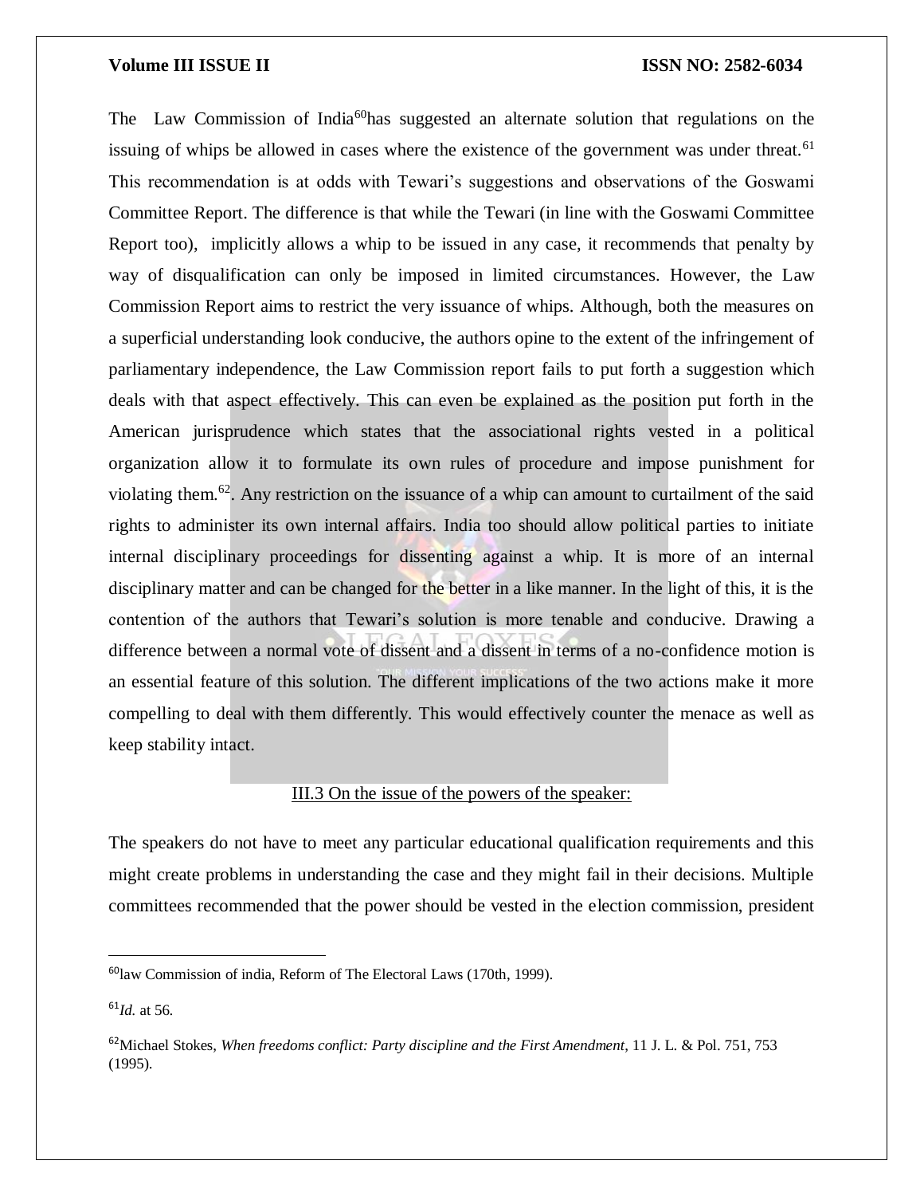The Law Commission of India[60]has suggested an alternate solution that regulations on the issuing of whips be allowed in cases where the existence of the government was under threat.[61] This recommendation is at odds with Tewari's suggestions and observations of the Goswami Committee Report. The difference is that while the Tewari (in line with the Goswami Committee Report too), implicitly allows a whip to be issued in any case, it recommends that penalty by way of disqualification can only be imposed in limited circumstances. However, the Law Commission Report aims to restrict the very issuance of whips. Although, both the measures on a superficial understanding look conducive, the authors opine to the extent of the infringement of parliamentary independence, the Law Commission report fails to put forth a suggestion which deals with that aspect effectively. This can even be explained as the position put forth in the American jurisprudence which states that the associational rights vested in a political organization allow it to formulate its own rules of procedure and impose punishment for violating them.[62]. Any restriction on the issuance of a whip can amount to curtailment of the said rights to administer its own internal affairs. India too should allow political parties to initiate internal disciplinary proceedings for dissenting against a whip. It is more of an internal disciplinary matter and can be changed for the better in a like manner. In the light of this, it is the contention of the authors that Tewari's solution is more tenable and conducive. Drawing a difference between a normal vote of dissent and a dissent in terms of a no-confidence motion is an essential feature of this solution. The different implications of the two actions make it more compelling to deal with them differently. This would effectively counter the menace as well as keep stability intact.

### III.3 On the issue of the powers of the speaker:

The speakers do not have to meet any particular educational qualification requirements and this might create problems in understanding the case and they might fail in their decisions. Multiple committees recommended that the power should be vested in the election commission, president

---

[60]law Commission of india, Reform of The Electoral Laws (170th, 1999).

[61]*Id.* at 56.

[62]Michael Stokes, *When freedoms conflict: Party discipline and the First Amendment*, 11 J. L. & Pol. 751, 753 (1995).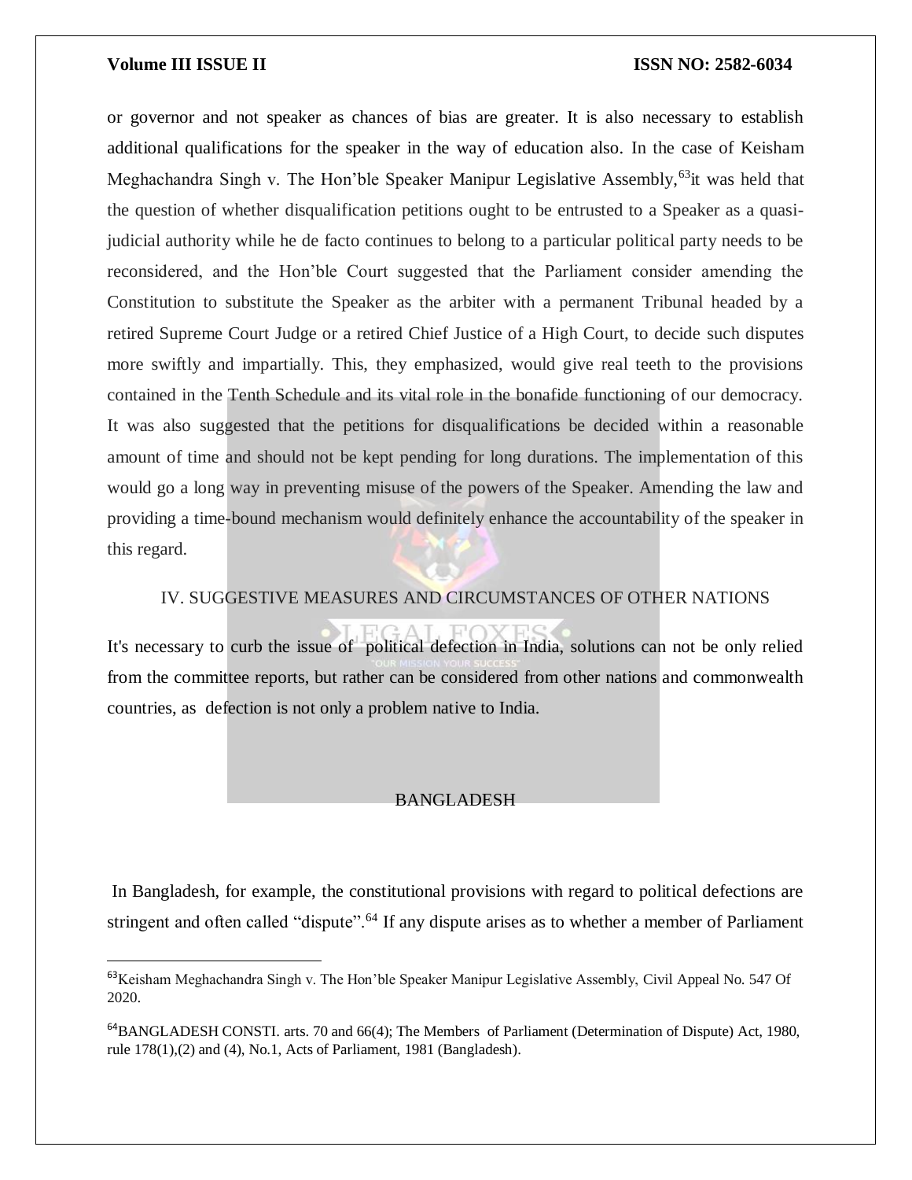or governor and not speaker as chances of bias are greater. It is also necessary to establish additional qualifications for the speaker in the way of education also. In the case of Keisham Meghachandra Singh v. The Hon'ble Speaker Manipur Legislative Assembly,[63]it was held that the question of whether disqualification petitions ought to be entrusted to a Speaker as a quasi-judicial authority while he de facto continues to belong to a particular political party needs to be reconsidered, and the Hon'ble Court suggested that the Parliament consider amending the Constitution to substitute the Speaker as the arbiter with a permanent Tribunal headed by a retired Supreme Court Judge or a retired Chief Justice of a High Court, to decide such disputes more swiftly and impartially. This, they emphasized, would give real teeth to the provisions contained in the Tenth Schedule and its vital role in the bonafide functioning of our democracy. It was also suggested that the petitions for disqualifications be decided within a reasonable amount of time and should not be kept pending for long durations. The implementation of this would go a long way in preventing misuse of the powers of the Speaker. Amending the law and providing a time-bound mechanism would definitely enhance the accountability of the speaker in this regard.

## IV. SUGGESTIVE MEASURES AND CIRCUMSTANCES OF OTHER NATIONS

It's necessary to curb the issue of political defection in India, solutions can not be only relied from the committee reports, but rather can be considered from other nations and commonwealth countries, as defection is not only a problem native to India.

### BANGLADESH

In Bangladesh, for example, the constitutional provisions with regard to political defections are stringent and often called "dispute".[64] If any dispute arises as to whether a member of Parliament

---

[63]Keisham Meghachandra Singh v. The Hon'ble Speaker Manipur Legislative Assembly, Civil Appeal No. 547 Of 2020.

[64]BANGLADESH CONSTI. arts. 70 and 66(4); The Members of Parliament (Determination of Dispute) Act, 1980, rule 178(1),(2) and (4), No.1, Acts of Parliament, 1981 (Bangladesh).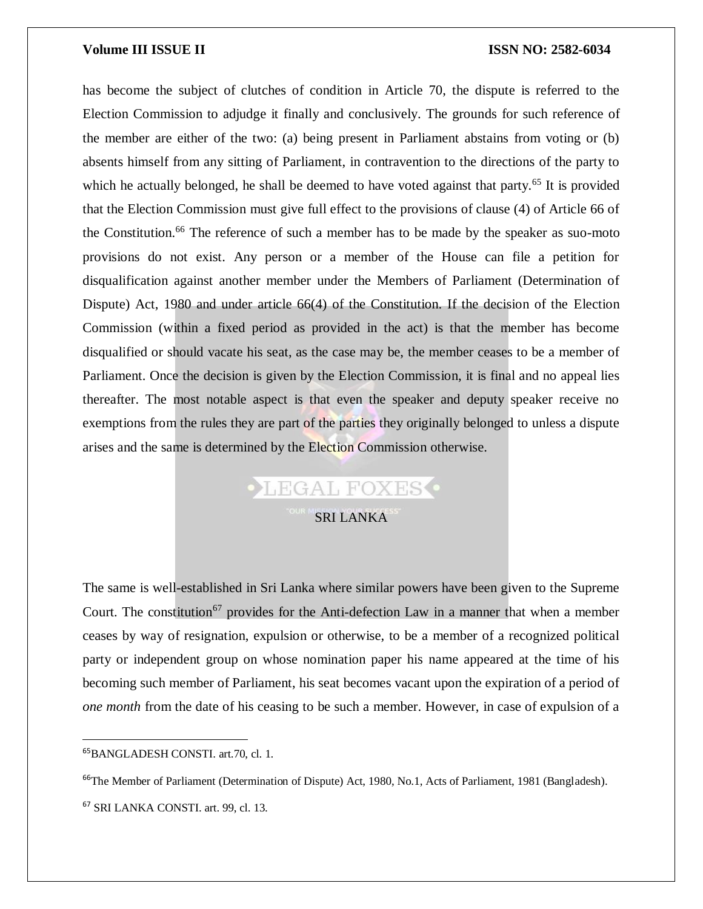has become the subject of clutches of condition in Article 70, the dispute is referred to the Election Commission to adjudge it finally and conclusively. The grounds for such reference of the member are either of the two: (a) being present in Parliament abstains from voting or (b) absents himself from any sitting of Parliament, in contravention to the directions of the party to which he actually belonged, he shall be deemed to have voted against that party.[65] It is provided that the Election Commission must give full effect to the provisions of clause (4) of Article 66 of the Constitution.[66] The reference of such a member has to be made by the speaker as suo-moto provisions do not exist. Any person or a member of the House can file a petition for disqualification against another member under the Members of Parliament (Determination of Dispute) Act, 1980 and under article 66(4) of the Constitution. If the decision of the Election Commission (within a fixed period as provided in the act) is that the member has become disqualified or should vacate his seat, as the case may be, the member ceases to be a member of Parliament. Once the decision is given by the Election Commission, it is final and no appeal lies thereafter. The most notable aspect is that even the speaker and deputy speaker receive no exemptions from the rules they are part of the parties they originally belonged to unless a dispute arises and the same is determined by the Election Commission otherwise.

## SRI LANKA

The same is well-established in Sri Lanka where similar powers have been given to the Supreme Court. The constitution[67] provides for the Anti-defection Law in a manner that when a member ceases by way of resignation, expulsion or otherwise, to be a member of a recognized political party or independent group on whose nomination paper his name appeared at the time of his becoming such member of Parliament, his seat becomes vacant upon the expiration of a period of *one month* from the date of his ceasing to be such a member. However, in case of expulsion of a

---

[65] BANGLADESH CONSTI. art.70, cl. 1.

[66] The Member of Parliament (Determination of Dispute) Act, 1980, No.1, Acts of Parliament, 1981 (Bangladesh).

[67] SRI LANKA CONSTI. art. 99, cl. 13.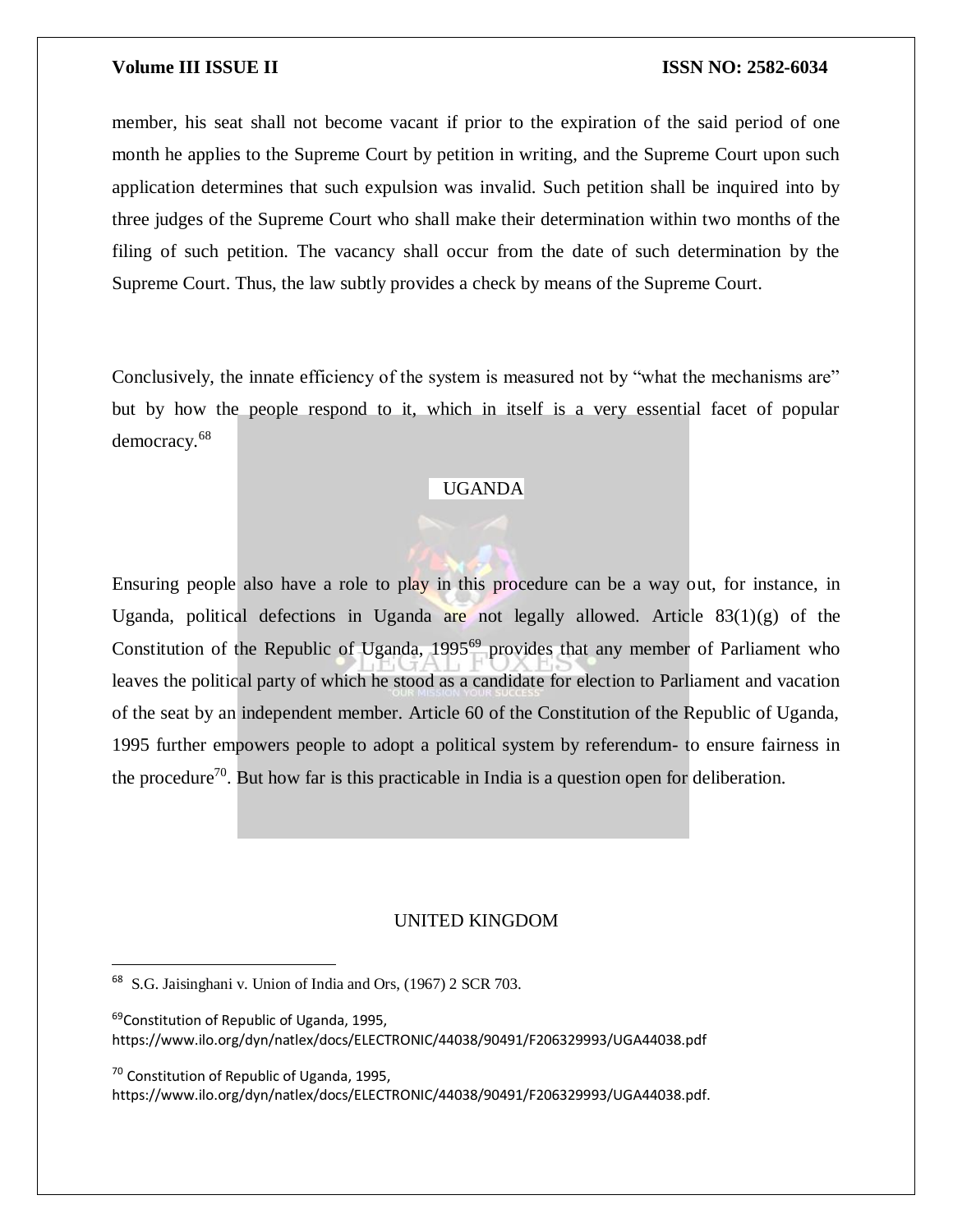member, his seat shall not become vacant if prior to the expiration of the said period of one month he applies to the Supreme Court by petition in writing, and the Supreme Court upon such application determines that such expulsion was invalid. Such petition shall be inquired into by three judges of the Supreme Court who shall make their determination within two months of the filing of such petition. The vacancy shall occur from the date of such determination by the Supreme Court. Thus, the law subtly provides a check by means of the Supreme Court.

Conclusively, the innate efficiency of the system is measured not by "what the mechanisms are" but by how the people respond to it, which in itself is a very essential facet of popular democracy.[68]

## UGANDA

Ensuring people also have a role to play in this procedure can be a way out, for instance, in Uganda, political defections in Uganda are not legally allowed. Article 83(1)(g) of the Constitution of the Republic of Uganda, 1995[69] provides that any member of Parliament who leaves the political party of which he stood as a candidate for election to Parliament and vacation of the seat by an independent member. Article 60 of the Constitution of the Republic of Uganda, 1995 further empowers people to adopt a political system by referendum- to ensure fairness in the procedure[70]. But how far is this practicable in India is a question open for deliberation.

## UNITED KINGDOM

---

[68] S.G. Jaisinghani v. Union of India and Ors, (1967) 2 SCR 703.

[69] Constitution of Republic of Uganda, 1995, https://www.ilo.org/dyn/natlex/docs/ELECTRONIC/44038/90491/F206329993/UGA44038.pdf

[70] Constitution of Republic of Uganda, 1995, https://www.ilo.org/dyn/natlex/docs/ELECTRONIC/44038/90491/F206329993/UGA44038.pdf.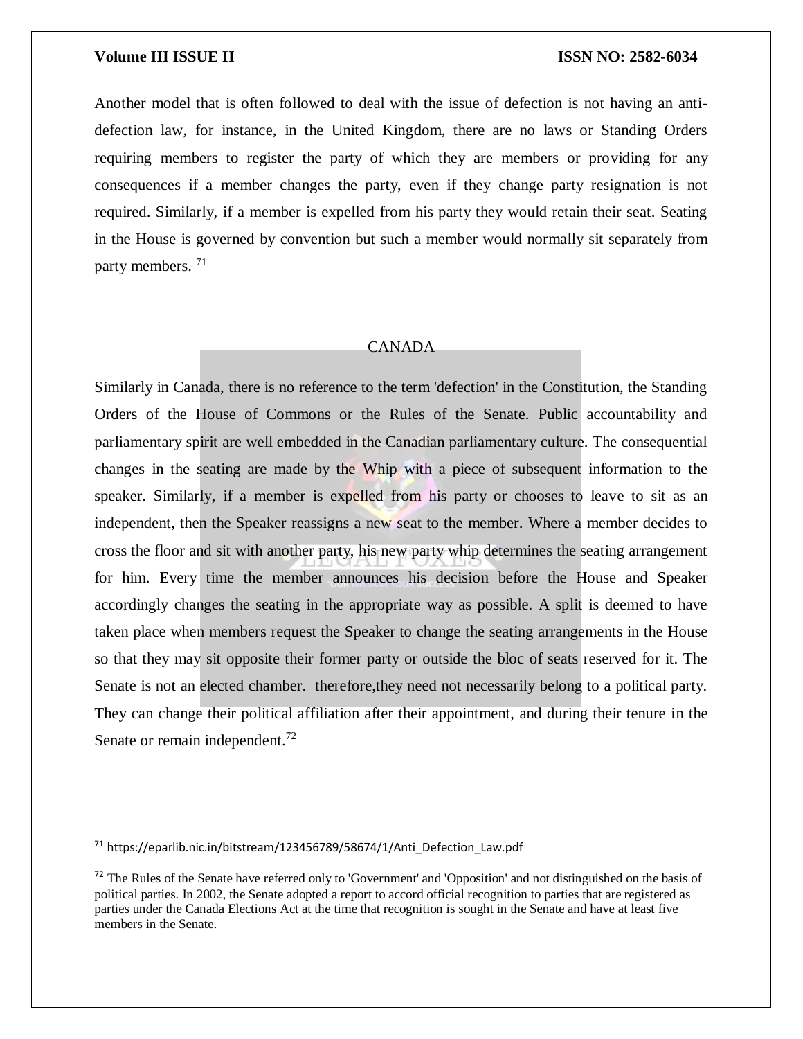Another model that is often followed to deal with the issue of defection is not having an anti-defection law, for instance, in the United Kingdom, there are no laws or Standing Orders requiring members to register the party of which they are members or providing for any consequences if a member changes the party, even if they change party resignation is not required. Similarly, if a member is expelled from his party they would retain their seat. Seating in the House is governed by convention but such a member would normally sit separately from party members. [71]

## CANADA

Similarly in Canada, there is no reference to the term 'defection' in the Constitution, the Standing Orders of the House of Commons or the Rules of the Senate. Public accountability and parliamentary spirit are well embedded in the Canadian parliamentary culture. The consequential changes in the seating are made by the Whip with a piece of subsequent information to the speaker. Similarly, if a member is expelled from his party or chooses to leave to sit as an independent, then the Speaker reassigns a new seat to the member. Where a member decides to cross the floor and sit with another party, his new party whip determines the seating arrangement for him. Every time the member announces his decision before the House and Speaker accordingly changes the seating in the appropriate way as possible. A split is deemed to have taken place when members request the Speaker to change the seating arrangements in the House so that they may sit opposite their former party or outside the bloc of seats reserved for it. The Senate is not an elected chamber. therefore,they need not necessarily belong to a political party. They can change their political affiliation after their appointment, and during their tenure in the Senate or remain independent.[72]

---

[71] https://eparlib.nic.in/bitstream/123456789/58674/1/Anti_Defection_Law.pdf

[72] The Rules of the Senate have referred only to 'Government' and 'Opposition' and not distinguished on the basis of political parties. In 2002, the Senate adopted a report to accord official recognition to parties that are registered as parties under the Canada Elections Act at the time that recognition is sought in the Senate and have at least five members in the Senate.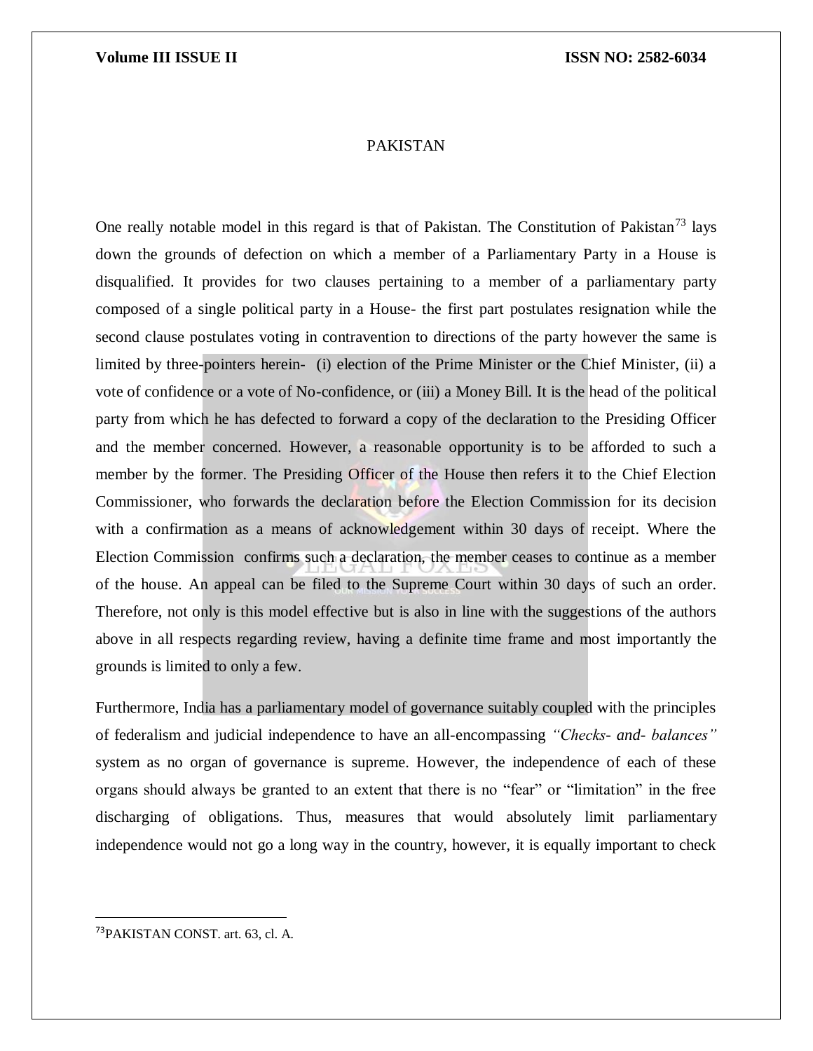## PAKISTAN

One really notable model in this regard is that of Pakistan. The Constitution of Pakistan[73] lays down the grounds of defection on which a member of a Parliamentary Party in a House is disqualified. It provides for two clauses pertaining to a member of a parliamentary party composed of a single political party in a House- the first part postulates resignation while the second clause postulates voting in contravention to directions of the party however the same is limited by three-pointers herein- (i) election of the Prime Minister or the Chief Minister, (ii) a vote of confidence or a vote of No-confidence, or (iii) a Money Bill. It is the head of the political party from which he has defected to forward a copy of the declaration to the Presiding Officer and the member concerned. However, a reasonable opportunity is to be afforded to such a member by the former. The Presiding Officer of the House then refers it to the Chief Election Commissioner, who forwards the declaration before the Election Commission for its decision with a confirmation as a means of acknowledgement within 30 days of receipt. Where the Election Commission confirms such a declaration, the member ceases to continue as a member of the house. An appeal can be filed to the Supreme Court within 30 days of such an order. Therefore, not only is this model effective but is also in line with the suggestions of the authors above in all respects regarding review, having a definite time frame and most importantly the grounds is limited to only a few.

Furthermore, India has a parliamentary model of governance suitably coupled with the principles of federalism and judicial independence to have an all-encompassing *"Checks- and- balances"* system as no organ of governance is supreme. However, the independence of each of these organs should always be granted to an extent that there is no "fear" or "limitation" in the free discharging of obligations. Thus, measures that would absolutely limit parliamentary independence would not go a long way in the country, however, it is equally important to check

---

[73] PAKISTAN CONST. art. 63, cl. A.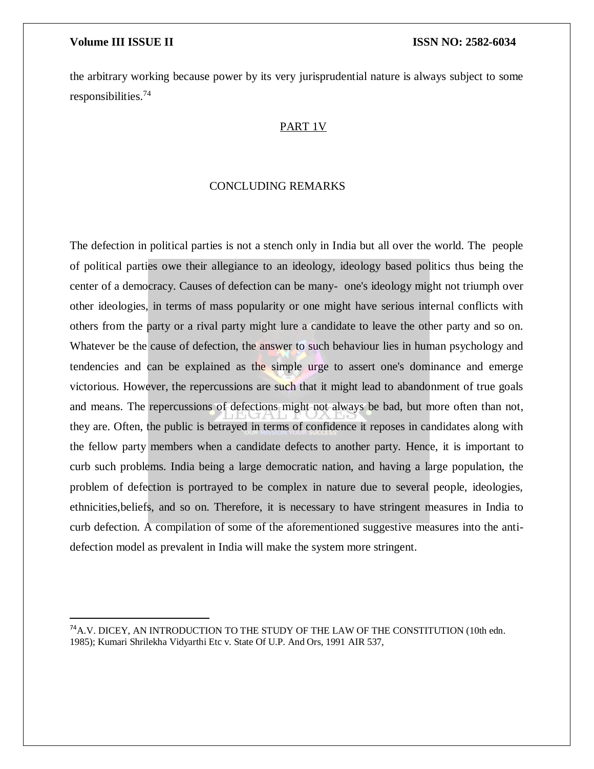the arbitrary working because power by its very jurisprudential nature is always subject to some responsibilities.[74]

## PART 1V

## CONCLUDING REMARKS

The defection in political parties is not a stench only in India but all over the world. The people of political parties owe their allegiance to an ideology, ideology based politics thus being the center of a democracy. Causes of defection can be many- one's ideology might not triumph over other ideologies, in terms of mass popularity or one might have serious internal conflicts with others from the party or a rival party might lure a candidate to leave the other party and so on. Whatever be the cause of defection, the answer to such behaviour lies in human psychology and tendencies and can be explained as the simple urge to assert one's dominance and emerge victorious. However, the repercussions are such that it might lead to abandonment of true goals and means. The repercussions of defections might not always be bad, but more often than not, they are. Often, the public is betrayed in terms of confidence it reposes in candidates along with the fellow party members when a candidate defects to another party. Hence, it is important to curb such problems. India being a large democratic nation, and having a large population, the problem of defection is portrayed to be complex in nature due to several people, ideologies, ethnicities,beliefs, and so on. Therefore, it is necessary to have stringent measures in India to curb defection. A compilation of some of the aforementioned suggestive measures into the anti-defection model as prevalent in India will make the system more stringent.

---

[74] A.V. DICEY, AN INTRODUCTION TO THE STUDY OF THE LAW OF THE CONSTITUTION (10th edn. 1985); Kumari Shrilekha Vidyarthi Etc v. State Of U.P. And Ors, 1991 AIR 537,